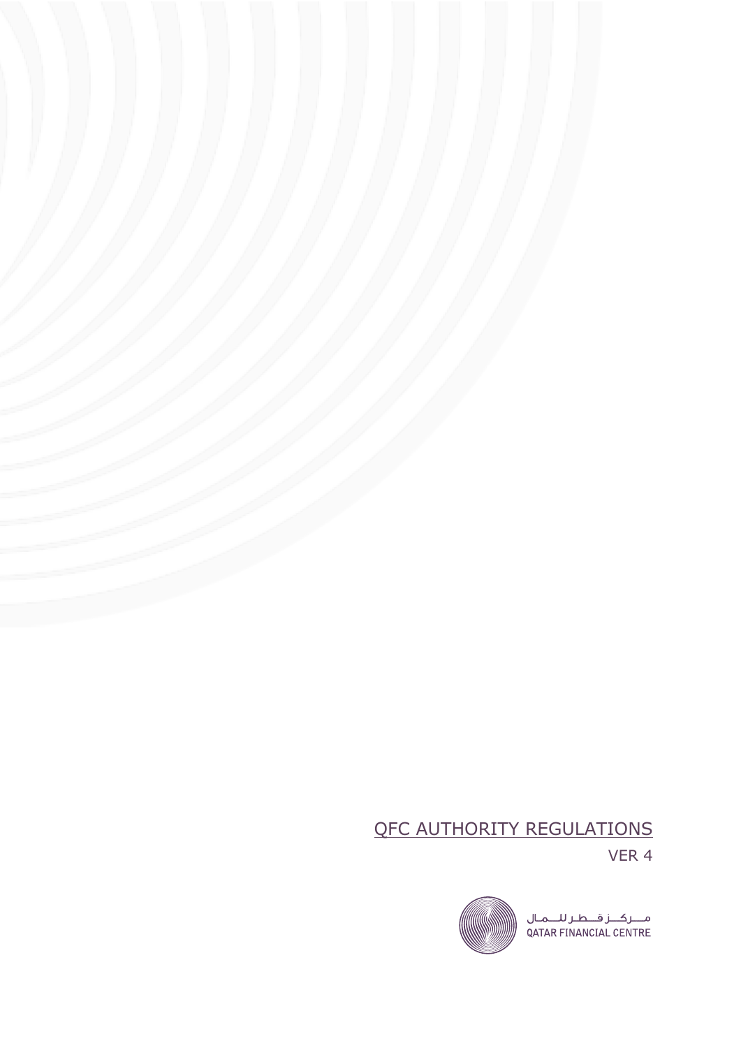# QFC AUTHORITY REGULATIONS

VER 4

مـــركـــز قـــطـــر لـلـــمـــال
QATAR FINANCIAL CENTRE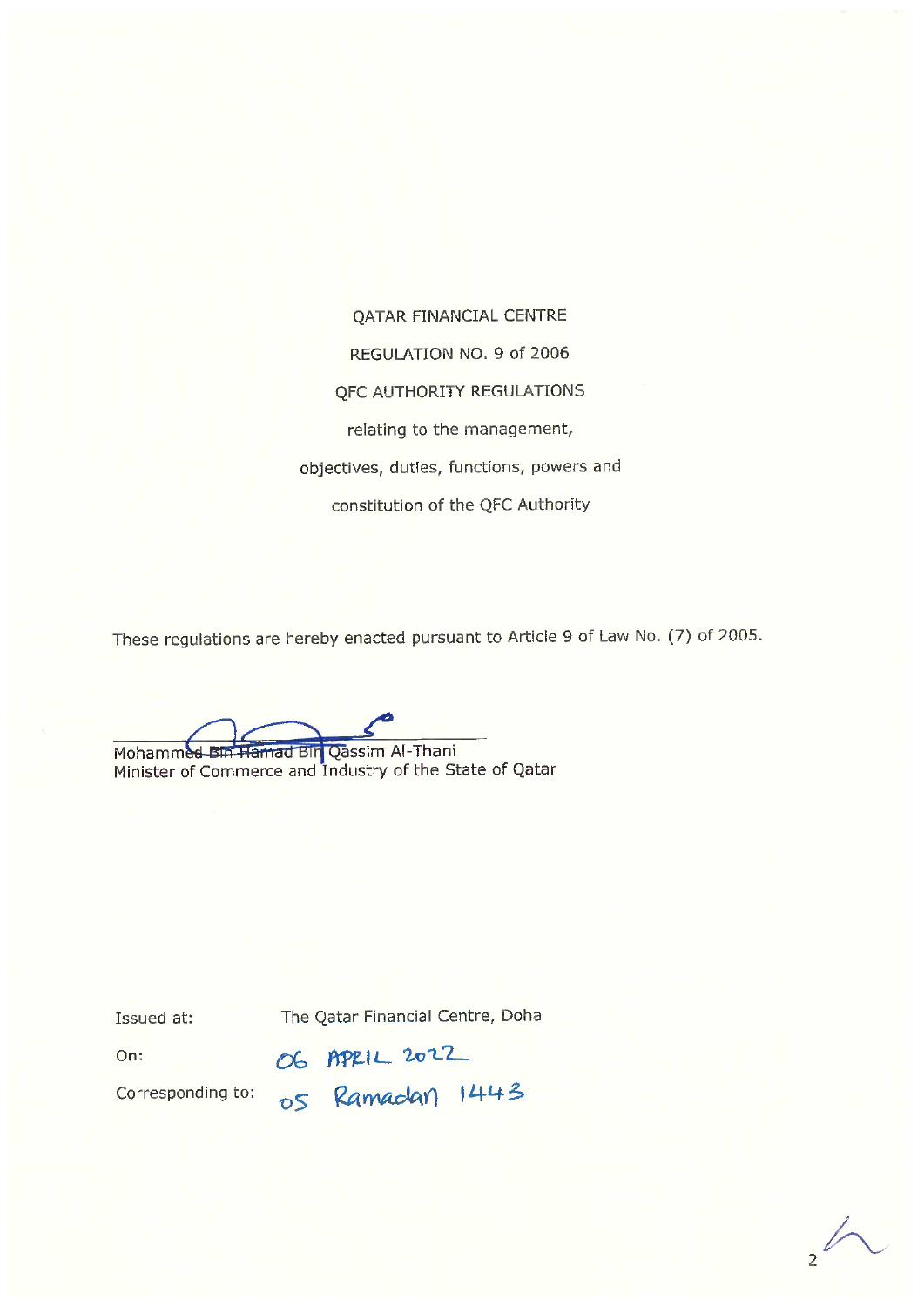QATAR FINANCIAL CENTRE

REGULATION NO. 9 of 2006

QFC AUTHORITY REGULATIONS

relating to the management,

objectives, duties, functions, powers and

constitution of the QFC Authority

These regulations are hereby enacted pursuant to Article 9 of Law No. (7) of 2005.

Mohammed Bin Hamad Bin Qassim Al-Thani
Minister of Commerce and Industry of the State of Qatar

Issued at: The Qatar Financial Centre, Doha

On: 06 APRIL 2022

Corresponding to: 05 Ramadan 1443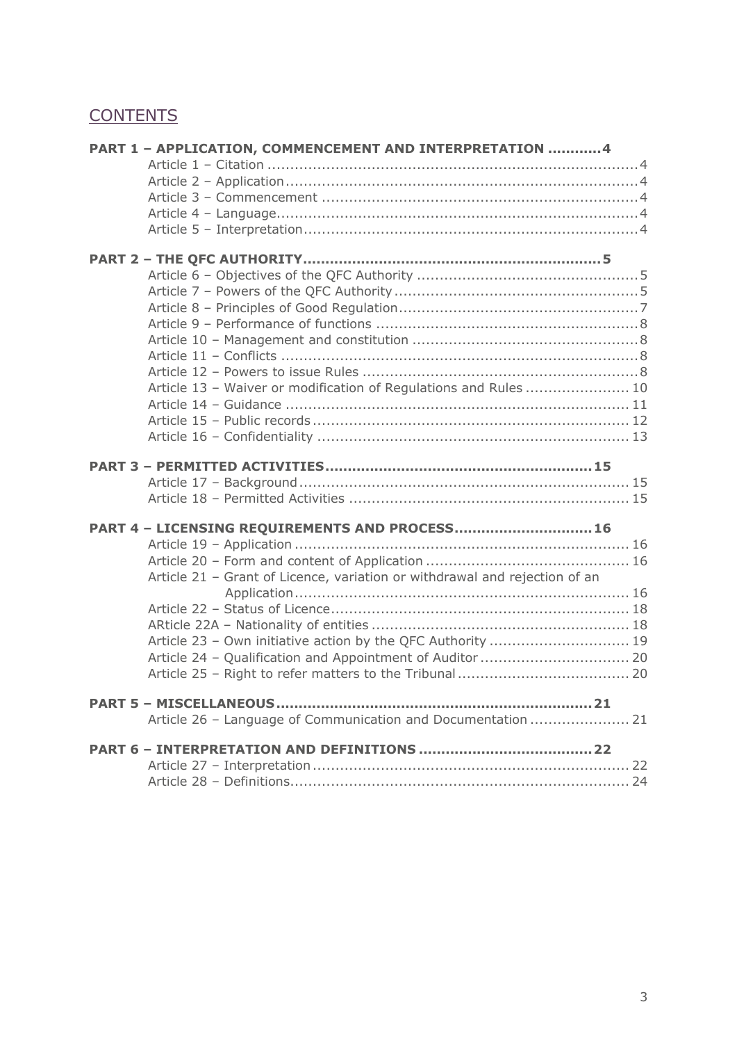## CONTENTS

**PART 1 – APPLICATION, COMMENCEMENT AND INTERPRETATION ............4**

Article 1 – Citation ........................................................................4
Article 2 – Application.....................................................................4
Article 3 – Commencement ...............................................................4
Article 4 – Language........................................................................4
Article 5 – Interpretation...................................................................4

**PART 2 – THE QFC AUTHORITY.................................................................5**

Article 6 – Objectives of the QFC Authority ..........................................5
Article 7 – Powers of the QFC Authority ...............................................5
Article 8 – Principles of Good Regulation..............................................7
Article 9 – Performance of functions ...................................................8
Article 10 – Management and constitution ...........................................8
Article 11 – Conflicts ........................................................................8
Article 12 – Powers to issue Rules .......................................................8
Article 13 – Waiver or modification of Regulations and Rules ...................... 10
Article 14 – Guidance ....................................................................... 11
Article 15 – Public records ................................................................. 12
Article 16 – Confidentiality ................................................................ 13

**PART 3 – PERMITTED ACTIVITIES..........................................................15**

Article 17 – Background..................................................................... 15
Article 18 – Permitted Activities .......................................................... 15

**PART 4 – LICENSING REQUIREMENTS AND PROCESS..............................16**

Article 19 – Application ...................................................................... 16
Article 20 – Form and content of Application ......................................... 16
Article 21 – Grant of Licence, variation or withdrawal and rejection of an Application...................................................................... 16
Article 22 – Status of Licence.............................................................. 18
ARticle 22A – Nationality of entities ..................................................... 18
Article 23 – Own initiative action by the QFC Authority ............................ 19
Article 24 – Qualification and Appointment of Auditor .............................. 20
Article 25 – Right to refer matters to the Tribunal.................................... 20

**PART 5 – MISCELLANEOUS....................................................................21**

Article 26 – Language of Communication and Documentation ...................... 21

**PART 6 – INTERPRETATION AND DEFINITIONS .......................................22**

Article 27 – Interpretation.................................................................. 22
Article 28 – Definitions....................................................................... 24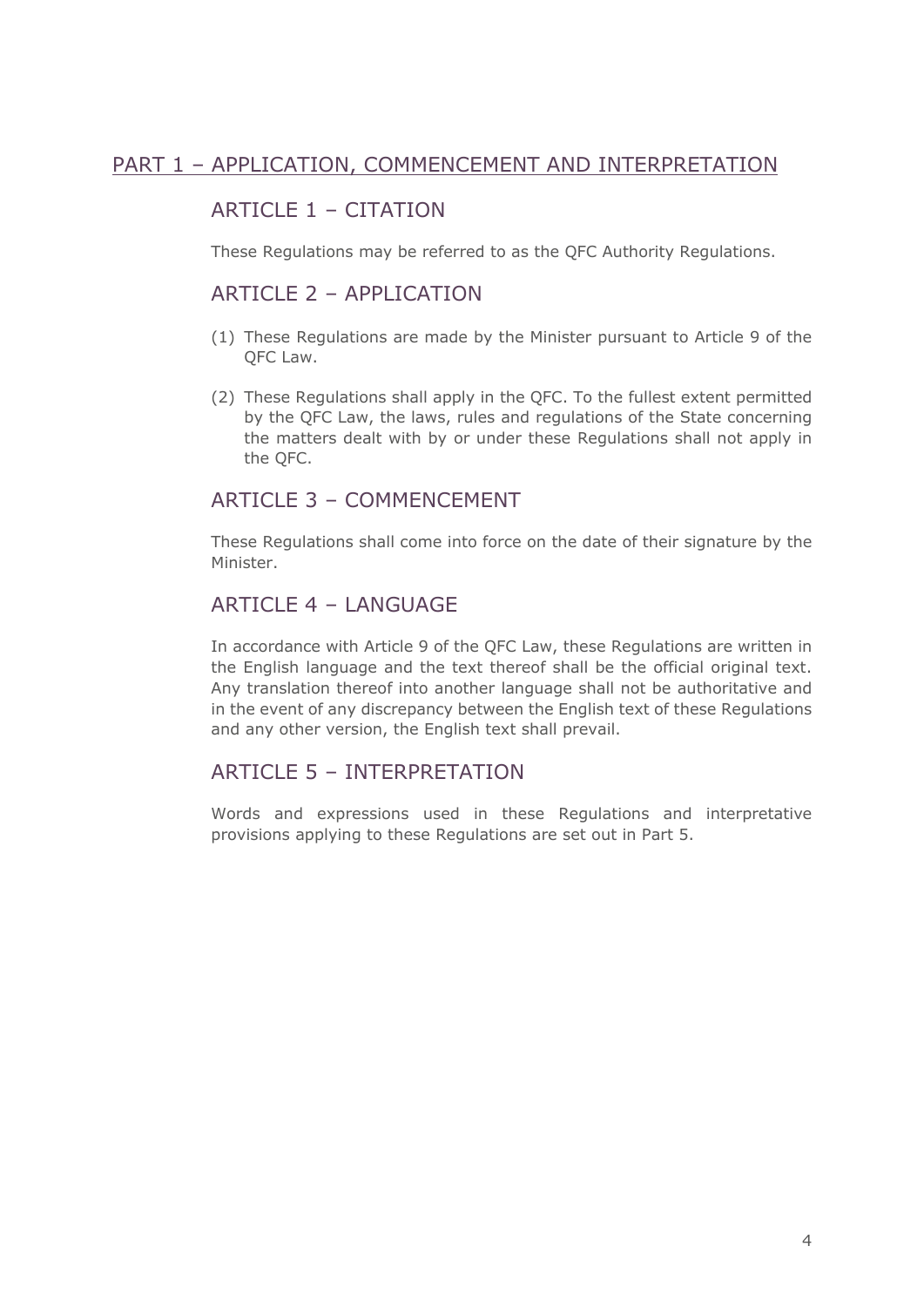# PART 1 – APPLICATION, COMMENCEMENT AND INTERPRETATION

## ARTICLE 1 – CITATION

These Regulations may be referred to as the QFC Authority Regulations.

## ARTICLE 2 – APPLICATION

(1) These Regulations are made by the Minister pursuant to Article 9 of the QFC Law.

(2) These Regulations shall apply in the QFC. To the fullest extent permitted by the QFC Law, the laws, rules and regulations of the State concerning the matters dealt with by or under these Regulations shall not apply in the QFC.

## ARTICLE 3 – COMMENCEMENT

These Regulations shall come into force on the date of their signature by the Minister.

## ARTICLE 4 – LANGUAGE

In accordance with Article 9 of the QFC Law, these Regulations are written in the English language and the text thereof shall be the official original text. Any translation thereof into another language shall not be authoritative and in the event of any discrepancy between the English text of these Regulations and any other version, the English text shall prevail.

## ARTICLE 5 – INTERPRETATION

Words and expressions used in these Regulations and interpretative provisions applying to these Regulations are set out in Part 5.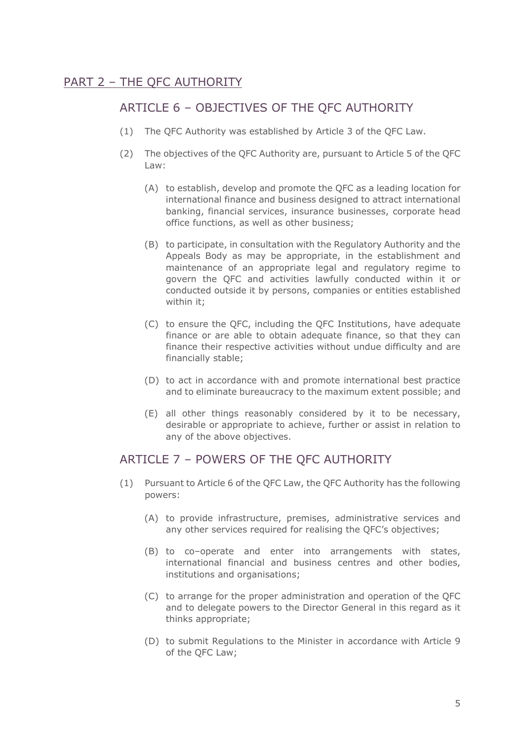## PART 2 – THE QFC AUTHORITY

### ARTICLE 6 – OBJECTIVES OF THE QFC AUTHORITY

(1) The QFC Authority was established by Article 3 of the QFC Law.

(2) The objectives of the QFC Authority are, pursuant to Article 5 of the QFC Law:

(A) to establish, develop and promote the QFC as a leading location for international finance and business designed to attract international banking, financial services, insurance businesses, corporate head office functions, as well as other business;

(B) to participate, in consultation with the Regulatory Authority and the Appeals Body as may be appropriate, in the establishment and maintenance of an appropriate legal and regulatory regime to govern the QFC and activities lawfully conducted within it or conducted outside it by persons, companies or entities established within it;

(C) to ensure the QFC, including the QFC Institutions, have adequate finance or are able to obtain adequate finance, so that they can finance their respective activities without undue difficulty and are financially stable;

(D) to act in accordance with and promote international best practice and to eliminate bureaucracy to the maximum extent possible; and

(E) all other things reasonably considered by it to be necessary, desirable or appropriate to achieve, further or assist in relation to any of the above objectives.

### ARTICLE 7 – POWERS OF THE QFC AUTHORITY

(1) Pursuant to Article 6 of the QFC Law, the QFC Authority has the following powers:

(A) to provide infrastructure, premises, administrative services and any other services required for realising the QFC's objectives;

(B) to co–operate and enter into arrangements with states, international financial and business centres and other bodies, institutions and organisations;

(C) to arrange for the proper administration and operation of the QFC and to delegate powers to the Director General in this regard as it thinks appropriate;

(D) to submit Regulations to the Minister in accordance with Article 9 of the QFC Law;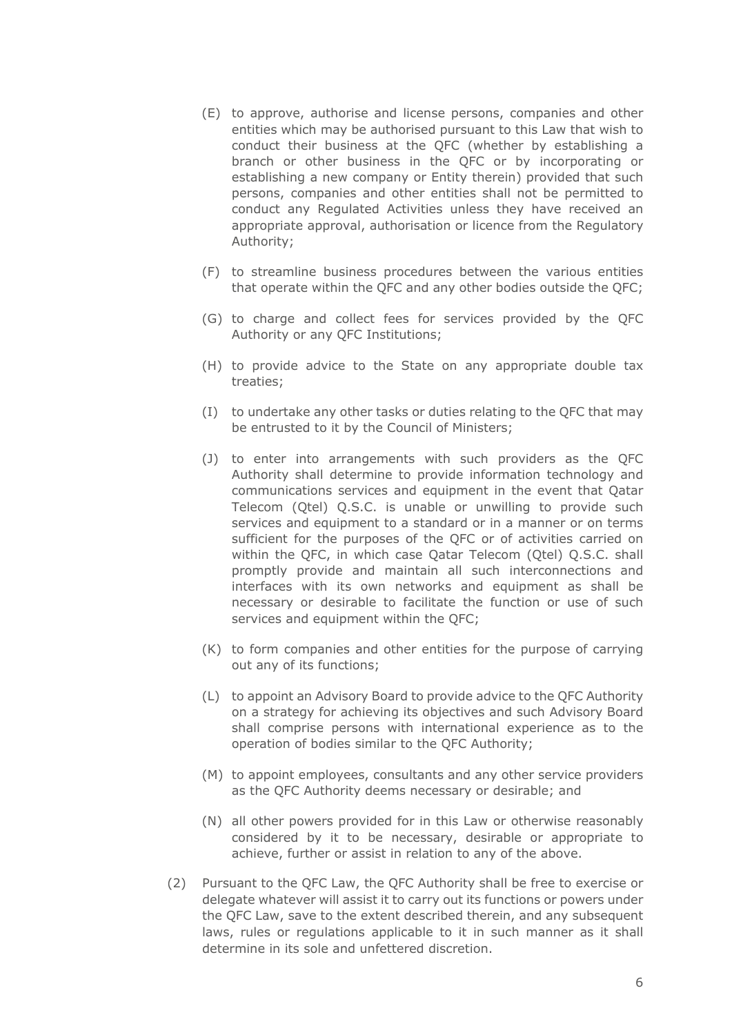(E) to approve, authorise and license persons, companies and other entities which may be authorised pursuant to this Law that wish to conduct their business at the QFC (whether by establishing a branch or other business in the QFC or by incorporating or establishing a new company or Entity therein) provided that such persons, companies and other entities shall not be permitted to conduct any Regulated Activities unless they have received an appropriate approval, authorisation or licence from the Regulatory Authority;

(F) to streamline business procedures between the various entities that operate within the QFC and any other bodies outside the QFC;

(G) to charge and collect fees for services provided by the QFC Authority or any QFC Institutions;

(H) to provide advice to the State on any appropriate double tax treaties;

(I) to undertake any other tasks or duties relating to the QFC that may be entrusted to it by the Council of Ministers;

(J) to enter into arrangements with such providers as the QFC Authority shall determine to provide information technology and communications services and equipment in the event that Qatar Telecom (Qtel) Q.S.C. is unable or unwilling to provide such services and equipment to a standard or in a manner or on terms sufficient for the purposes of the QFC or of activities carried on within the QFC, in which case Qatar Telecom (Qtel) Q.S.C. shall promptly provide and maintain all such interconnections and interfaces with its own networks and equipment as shall be necessary or desirable to facilitate the function or use of such services and equipment within the QFC;

(K) to form companies and other entities for the purpose of carrying out any of its functions;

(L) to appoint an Advisory Board to provide advice to the QFC Authority on a strategy for achieving its objectives and such Advisory Board shall comprise persons with international experience as to the operation of bodies similar to the QFC Authority;

(M) to appoint employees, consultants and any other service providers as the QFC Authority deems necessary or desirable; and

(N) all other powers provided for in this Law or otherwise reasonably considered by it to be necessary, desirable or appropriate to achieve, further or assist in relation to any of the above.

(2) Pursuant to the QFC Law, the QFC Authority shall be free to exercise or delegate whatever will assist it to carry out its functions or powers under the QFC Law, save to the extent described therein, and any subsequent laws, rules or regulations applicable to it in such manner as it shall determine in its sole and unfettered discretion.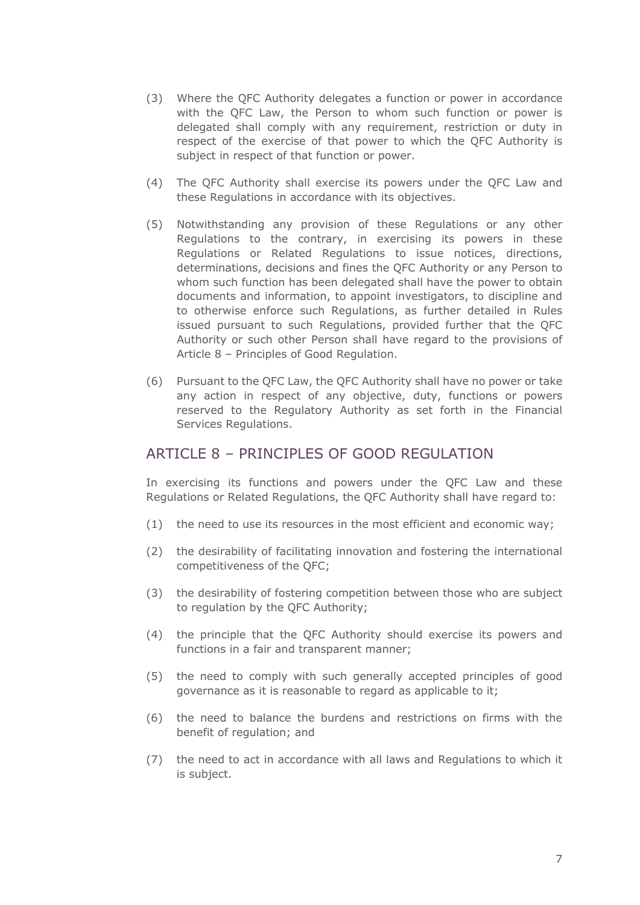(3) Where the QFC Authority delegates a function or power in accordance with the QFC Law, the Person to whom such function or power is delegated shall comply with any requirement, restriction or duty in respect of the exercise of that power to which the QFC Authority is subject in respect of that function or power.

(4) The QFC Authority shall exercise its powers under the QFC Law and these Regulations in accordance with its objectives.

(5) Notwithstanding any provision of these Regulations or any other Regulations to the contrary, in exercising its powers in these Regulations or Related Regulations to issue notices, directions, determinations, decisions and fines the QFC Authority or any Person to whom such function has been delegated shall have the power to obtain documents and information, to appoint investigators, to discipline and to otherwise enforce such Regulations, as further detailed in Rules issued pursuant to such Regulations, provided further that the QFC Authority or such other Person shall have regard to the provisions of Article 8 – Principles of Good Regulation.

(6) Pursuant to the QFC Law, the QFC Authority shall have no power or take any action in respect of any objective, duty, functions or powers reserved to the Regulatory Authority as set forth in the Financial Services Regulations.

## ARTICLE 8 – PRINCIPLES OF GOOD REGULATION

In exercising its functions and powers under the QFC Law and these Regulations or Related Regulations, the QFC Authority shall have regard to:

(1) the need to use its resources in the most efficient and economic way;

(2) the desirability of facilitating innovation and fostering the international competitiveness of the QFC;

(3) the desirability of fostering competition between those who are subject to regulation by the QFC Authority;

(4) the principle that the QFC Authority should exercise its powers and functions in a fair and transparent manner;

(5) the need to comply with such generally accepted principles of good governance as it is reasonable to regard as applicable to it;

(6) the need to balance the burdens and restrictions on firms with the benefit of regulation; and

(7) the need to act in accordance with all laws and Regulations to which it is subject.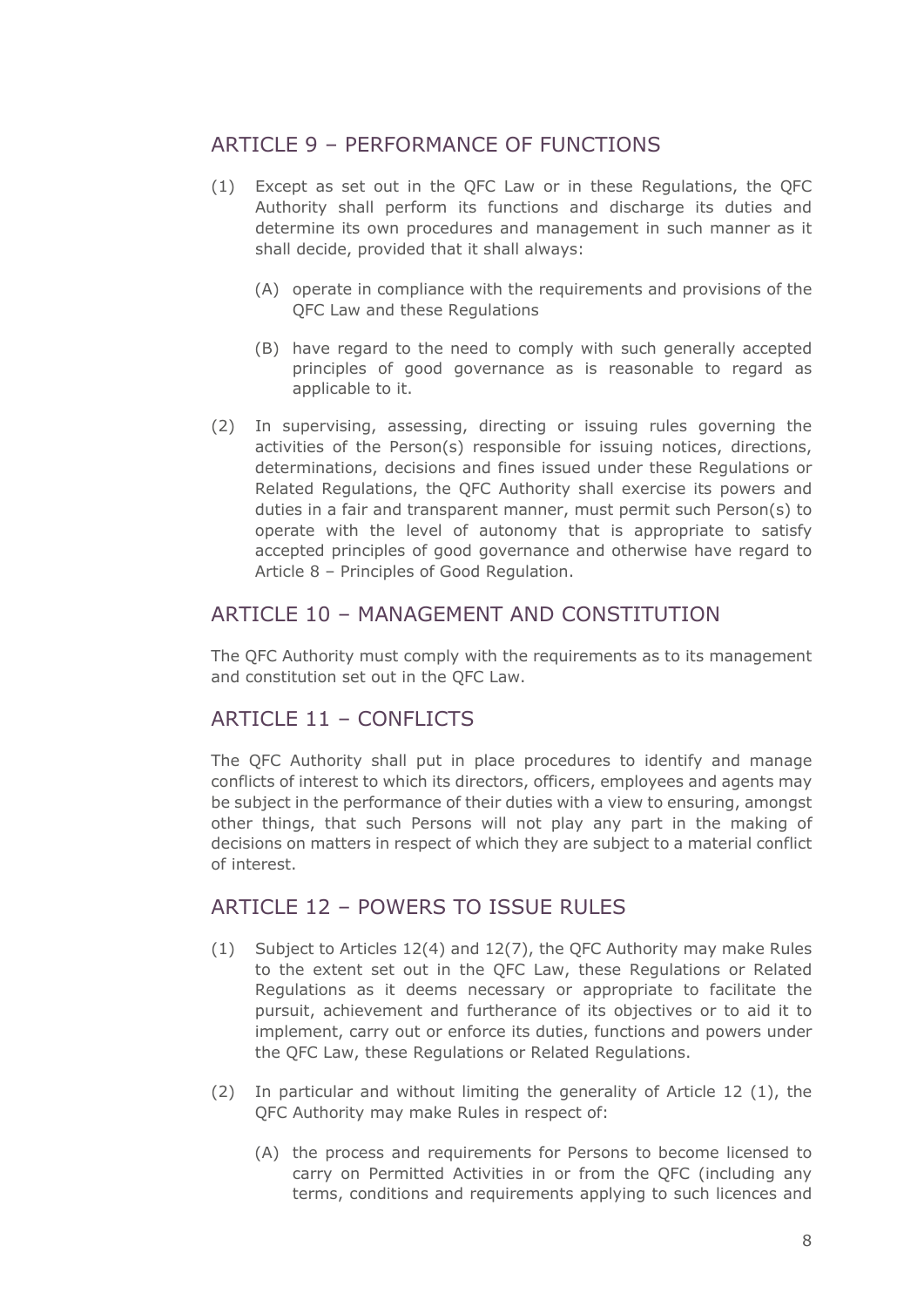## ARTICLE 9 – PERFORMANCE OF FUNCTIONS

(1) Except as set out in the QFC Law or in these Regulations, the QFC Authority shall perform its functions and discharge its duties and determine its own procedures and management in such manner as it shall decide, provided that it shall always:

(A) operate in compliance with the requirements and provisions of the QFC Law and these Regulations

(B) have regard to the need to comply with such generally accepted principles of good governance as is reasonable to regard as applicable to it.

(2) In supervising, assessing, directing or issuing rules governing the activities of the Person(s) responsible for issuing notices, directions, determinations, decisions and fines issued under these Regulations or Related Regulations, the QFC Authority shall exercise its powers and duties in a fair and transparent manner, must permit such Person(s) to operate with the level of autonomy that is appropriate to satisfy accepted principles of good governance and otherwise have regard to Article 8 – Principles of Good Regulation.

## ARTICLE 10 – MANAGEMENT AND CONSTITUTION

The QFC Authority must comply with the requirements as to its management and constitution set out in the QFC Law.

## ARTICLE 11 – CONFLICTS

The QFC Authority shall put in place procedures to identify and manage conflicts of interest to which its directors, officers, employees and agents may be subject in the performance of their duties with a view to ensuring, amongst other things, that such Persons will not play any part in the making of decisions on matters in respect of which they are subject to a material conflict of interest.

## ARTICLE 12 – POWERS TO ISSUE RULES

(1) Subject to Articles 12(4) and 12(7), the QFC Authority may make Rules to the extent set out in the QFC Law, these Regulations or Related Regulations as it deems necessary or appropriate to facilitate the pursuit, achievement and furtherance of its objectives or to aid it to implement, carry out or enforce its duties, functions and powers under the QFC Law, these Regulations or Related Regulations.

(2) In particular and without limiting the generality of Article 12 (1), the QFC Authority may make Rules in respect of:

(A) the process and requirements for Persons to become licensed to carry on Permitted Activities in or from the QFC (including any terms, conditions and requirements applying to such licences and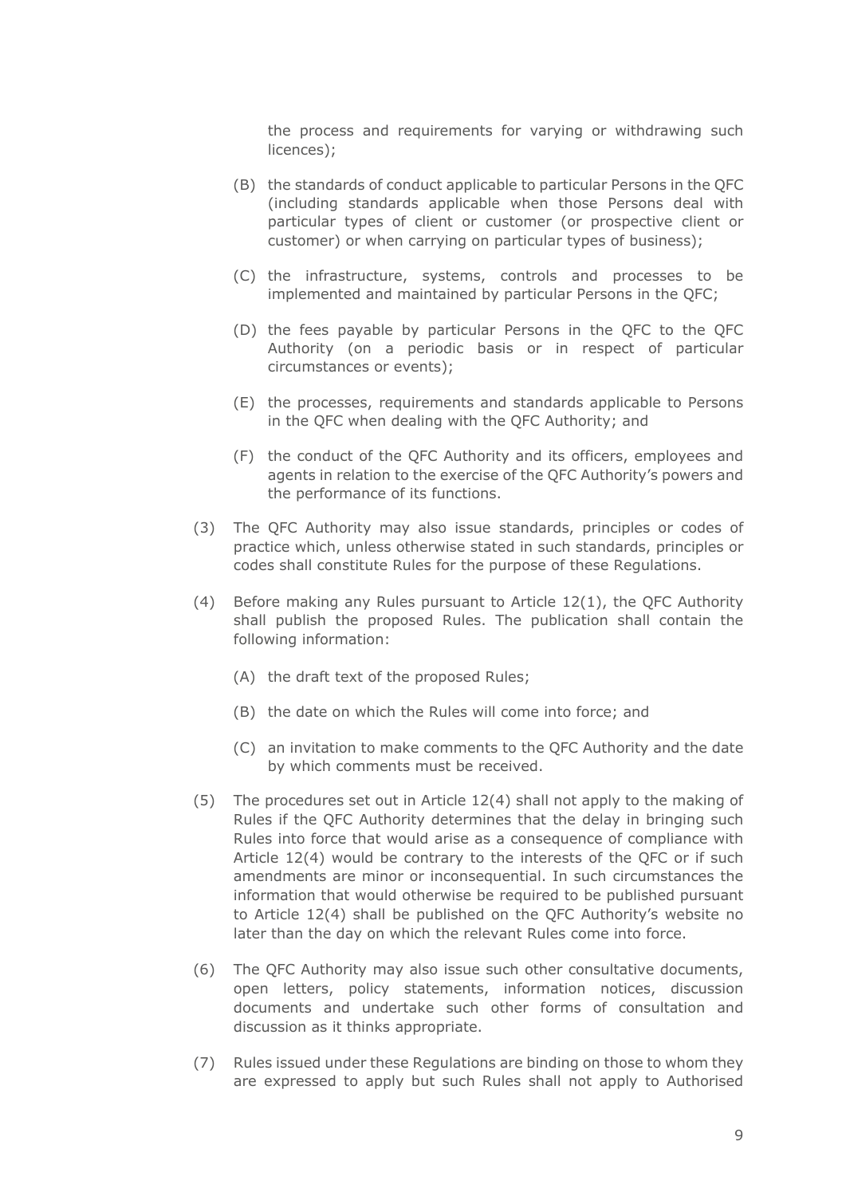the process and requirements for varying or withdrawing such licences);

(B) the standards of conduct applicable to particular Persons in the QFC (including standards applicable when those Persons deal with particular types of client or customer (or prospective client or customer) or when carrying on particular types of business);

(C) the infrastructure, systems, controls and processes to be implemented and maintained by particular Persons in the QFC;

(D) the fees payable by particular Persons in the QFC to the QFC Authority (on a periodic basis or in respect of particular circumstances or events);

(E) the processes, requirements and standards applicable to Persons in the QFC when dealing with the QFC Authority; and

(F) the conduct of the QFC Authority and its officers, employees and agents in relation to the exercise of the QFC Authority's powers and the performance of its functions.

(3) The QFC Authority may also issue standards, principles or codes of practice which, unless otherwise stated in such standards, principles or codes shall constitute Rules for the purpose of these Regulations.

(4) Before making any Rules pursuant to Article 12(1), the QFC Authority shall publish the proposed Rules. The publication shall contain the following information:

(A) the draft text of the proposed Rules;

(B) the date on which the Rules will come into force; and

(C) an invitation to make comments to the QFC Authority and the date by which comments must be received.

(5) The procedures set out in Article 12(4) shall not apply to the making of Rules if the QFC Authority determines that the delay in bringing such Rules into force that would arise as a consequence of compliance with Article 12(4) would be contrary to the interests of the QFC or if such amendments are minor or inconsequential. In such circumstances the information that would otherwise be required to be published pursuant to Article 12(4) shall be published on the QFC Authority's website no later than the day on which the relevant Rules come into force.

(6) The QFC Authority may also issue such other consultative documents, open letters, policy statements, information notices, discussion documents and undertake such other forms of consultation and discussion as it thinks appropriate.

(7) Rules issued under these Regulations are binding on those to whom they are expressed to apply but such Rules shall not apply to Authorised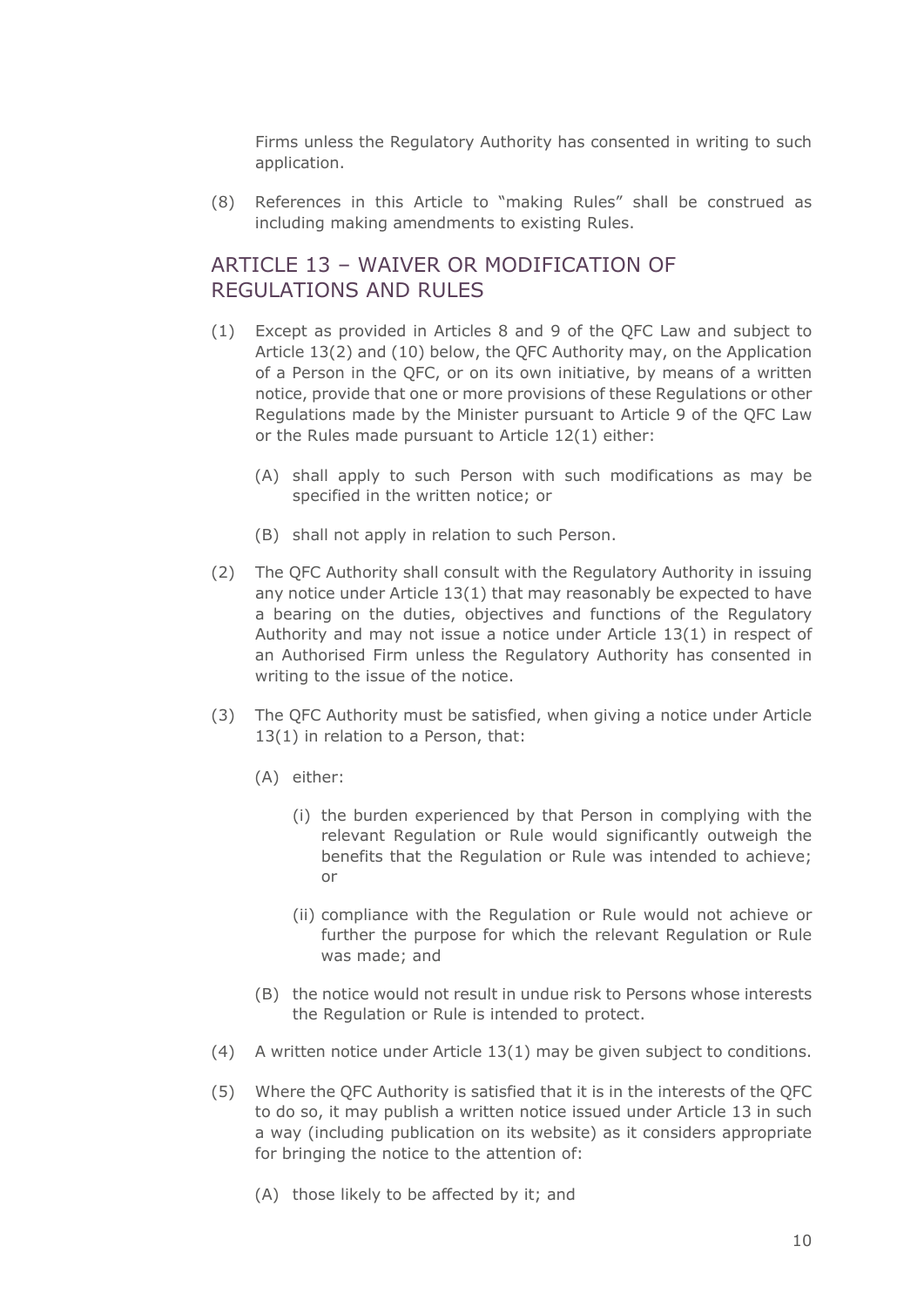Firms unless the Regulatory Authority has consented in writing to such application.

(8) References in this Article to "making Rules" shall be construed as including making amendments to existing Rules.

## ARTICLE 13 – WAIVER OR MODIFICATION OF REGULATIONS AND RULES

(1) Except as provided in Articles 8 and 9 of the QFC Law and subject to Article 13(2) and (10) below, the QFC Authority may, on the Application of a Person in the QFC, or on its own initiative, by means of a written notice, provide that one or more provisions of these Regulations or other Regulations made by the Minister pursuant to Article 9 of the QFC Law or the Rules made pursuant to Article 12(1) either:

   (A) shall apply to such Person with such modifications as may be specified in the written notice; or

   (B) shall not apply in relation to such Person.

(2) The QFC Authority shall consult with the Regulatory Authority in issuing any notice under Article 13(1) that may reasonably be expected to have a bearing on the duties, objectives and functions of the Regulatory Authority and may not issue a notice under Article 13(1) in respect of an Authorised Firm unless the Regulatory Authority has consented in writing to the issue of the notice.

(3) The QFC Authority must be satisfied, when giving a notice under Article 13(1) in relation to a Person, that:

   (A) either:

      (i) the burden experienced by that Person in complying with the relevant Regulation or Rule would significantly outweigh the benefits that the Regulation or Rule was intended to achieve; or

      (ii) compliance with the Regulation or Rule would not achieve or further the purpose for which the relevant Regulation or Rule was made; and

   (B) the notice would not result in undue risk to Persons whose interests the Regulation or Rule is intended to protect.

(4) A written notice under Article 13(1) may be given subject to conditions.

(5) Where the QFC Authority is satisfied that it is in the interests of the QFC to do so, it may publish a written notice issued under Article 13 in such a way (including publication on its website) as it considers appropriate for bringing the notice to the attention of:

   (A) those likely to be affected by it; and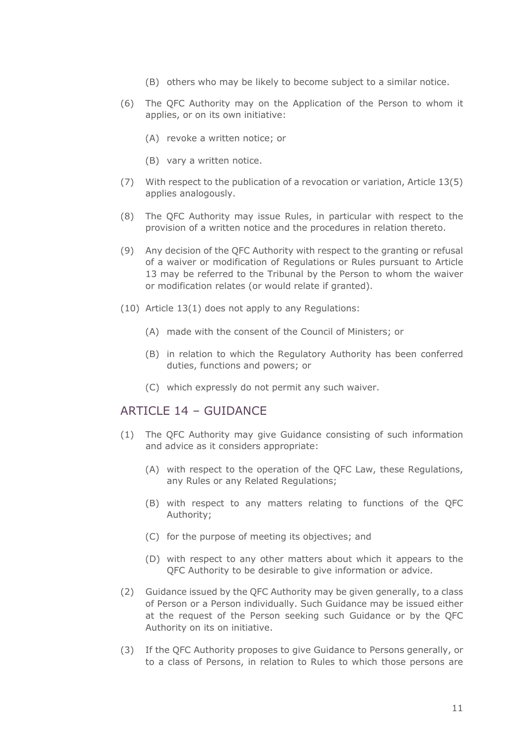(B) others who may be likely to become subject to a similar notice.

(6) The QFC Authority may on the Application of the Person to whom it applies, or on its own initiative:

(A) revoke a written notice; or

(B) vary a written notice.

(7) With respect to the publication of a revocation or variation, Article 13(5) applies analogously.

(8) The QFC Authority may issue Rules, in particular with respect to the provision of a written notice and the procedures in relation thereto.

(9) Any decision of the QFC Authority with respect to the granting or refusal of a waiver or modification of Regulations or Rules pursuant to Article 13 may be referred to the Tribunal by the Person to whom the waiver or modification relates (or would relate if granted).

(10) Article 13(1) does not apply to any Regulations:

(A) made with the consent of the Council of Ministers; or

(B) in relation to which the Regulatory Authority has been conferred duties, functions and powers; or

(C) which expressly do not permit any such waiver.

## ARTICLE 14 – GUIDANCE

(1) The QFC Authority may give Guidance consisting of such information and advice as it considers appropriate:

(A) with respect to the operation of the QFC Law, these Regulations, any Rules or any Related Regulations;

(B) with respect to any matters relating to functions of the QFC Authority;

(C) for the purpose of meeting its objectives; and

(D) with respect to any other matters about which it appears to the QFC Authority to be desirable to give information or advice.

(2) Guidance issued by the QFC Authority may be given generally, to a class of Person or a Person individually. Such Guidance may be issued either at the request of the Person seeking such Guidance or by the QFC Authority on its on initiative.

(3) If the QFC Authority proposes to give Guidance to Persons generally, or to a class of Persons, in relation to Rules to which those persons are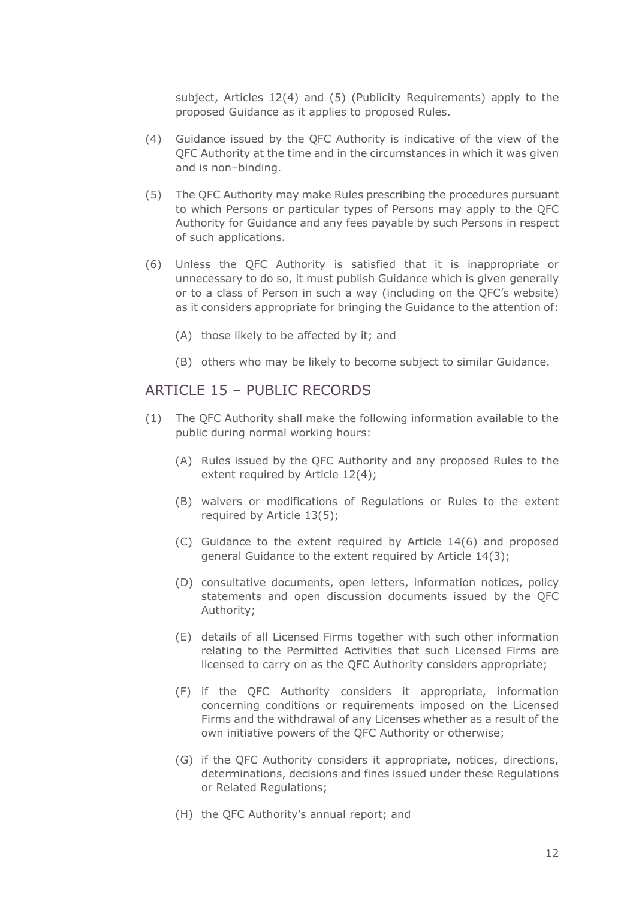subject, Articles 12(4) and (5) (Publicity Requirements) apply to the proposed Guidance as it applies to proposed Rules.

(4) Guidance issued by the QFC Authority is indicative of the view of the QFC Authority at the time and in the circumstances in which it was given and is non–binding.

(5) The QFC Authority may make Rules prescribing the procedures pursuant to which Persons or particular types of Persons may apply to the QFC Authority for Guidance and any fees payable by such Persons in respect of such applications.

(6) Unless the QFC Authority is satisfied that it is inappropriate or unnecessary to do so, it must publish Guidance which is given generally or to a class of Person in such a way (including on the QFC's website) as it considers appropriate for bringing the Guidance to the attention of:

  (A) those likely to be affected by it; and

  (B) others who may be likely to become subject to similar Guidance.

## ARTICLE 15 – PUBLIC RECORDS

(1) The QFC Authority shall make the following information available to the public during normal working hours:

  (A) Rules issued by the QFC Authority and any proposed Rules to the extent required by Article 12(4);

  (B) waivers or modifications of Regulations or Rules to the extent required by Article 13(5);

  (C) Guidance to the extent required by Article 14(6) and proposed general Guidance to the extent required by Article 14(3);

  (D) consultative documents, open letters, information notices, policy statements and open discussion documents issued by the QFC Authority;

  (E) details of all Licensed Firms together with such other information relating to the Permitted Activities that such Licensed Firms are licensed to carry on as the QFC Authority considers appropriate;

  (F) if the QFC Authority considers it appropriate, information concerning conditions or requirements imposed on the Licensed Firms and the withdrawal of any Licenses whether as a result of the own initiative powers of the QFC Authority or otherwise;

  (G) if the QFC Authority considers it appropriate, notices, directions, determinations, decisions and fines issued under these Regulations or Related Regulations;

  (H) the QFC Authority's annual report; and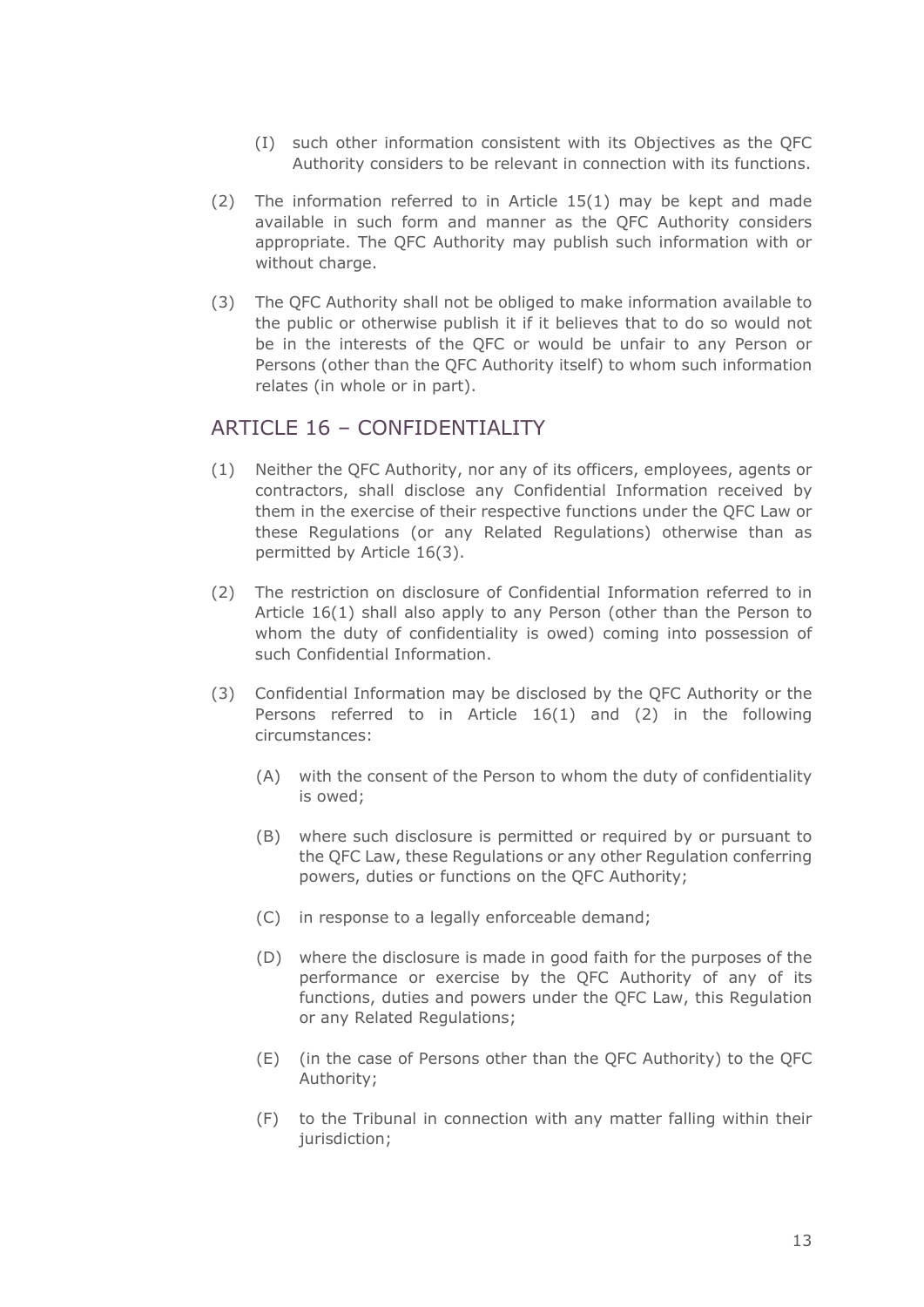(I) such other information consistent with its Objectives as the QFC Authority considers to be relevant in connection with its functions.

(2) The information referred to in Article 15(1) may be kept and made available in such form and manner as the QFC Authority considers appropriate. The QFC Authority may publish such information with or without charge.

(3) The QFC Authority shall not be obliged to make information available to the public or otherwise publish it if it believes that to do so would not be in the interests of the QFC or would be unfair to any Person or Persons (other than the QFC Authority itself) to whom such information relates (in whole or in part).

## ARTICLE 16 – CONFIDENTIALITY

(1) Neither the QFC Authority, nor any of its officers, employees, agents or contractors, shall disclose any Confidential Information received by them in the exercise of their respective functions under the QFC Law or these Regulations (or any Related Regulations) otherwise than as permitted by Article 16(3).

(2) The restriction on disclosure of Confidential Information referred to in Article 16(1) shall also apply to any Person (other than the Person to whom the duty of confidentiality is owed) coming into possession of such Confidential Information.

(3) Confidential Information may be disclosed by the QFC Authority or the Persons referred to in Article 16(1) and (2) in the following circumstances:

   (A) with the consent of the Person to whom the duty of confidentiality is owed;

   (B) where such disclosure is permitted or required by or pursuant to the QFC Law, these Regulations or any other Regulation conferring powers, duties or functions on the QFC Authority;

   (C) in response to a legally enforceable demand;

   (D) where the disclosure is made in good faith for the purposes of the performance or exercise by the QFC Authority of any of its functions, duties and powers under the QFC Law, this Regulation or any Related Regulations;

   (E) (in the case of Persons other than the QFC Authority) to the QFC Authority;

   (F) to the Tribunal in connection with any matter falling within their jurisdiction;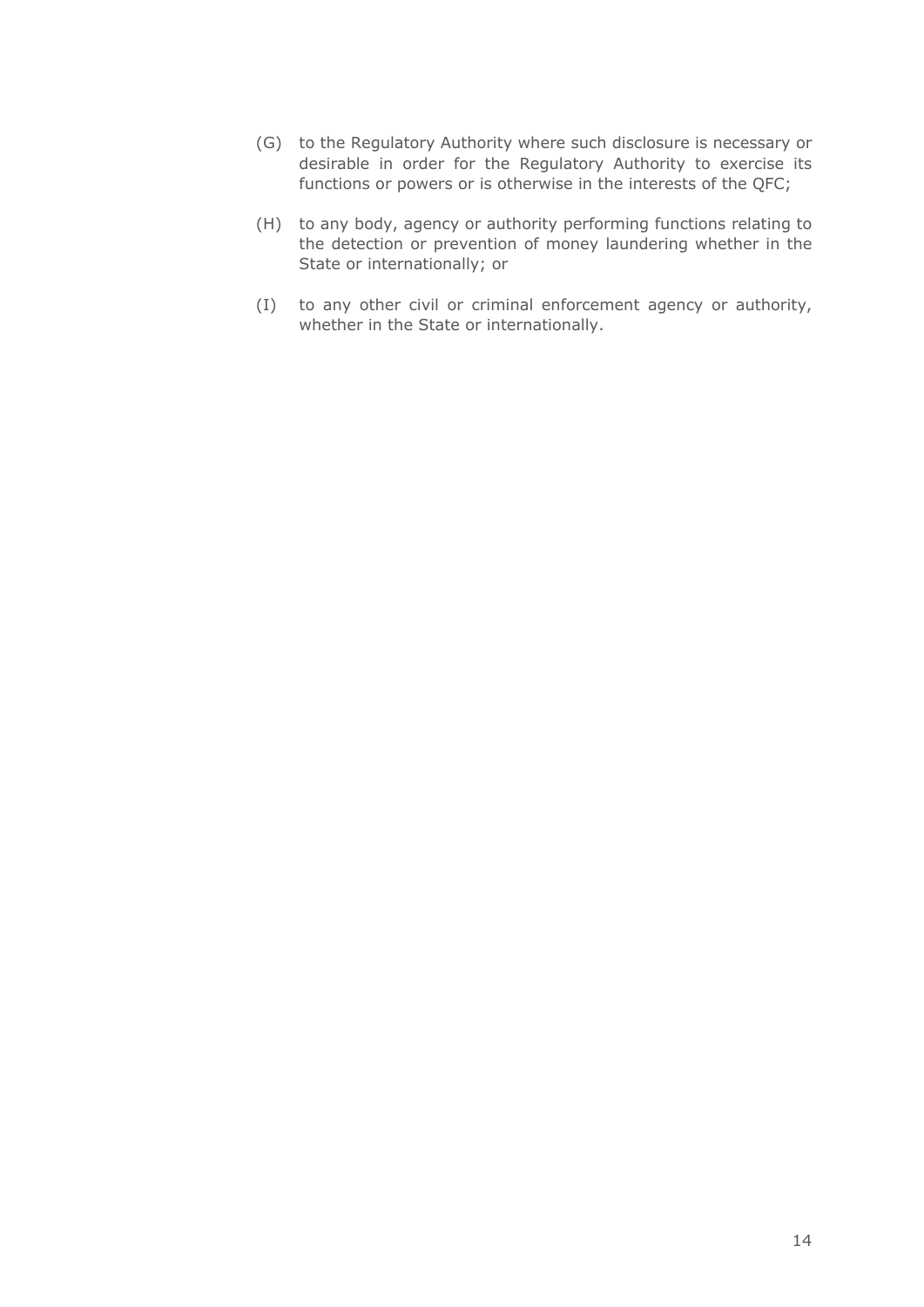(G) to the Regulatory Authority where such disclosure is necessary or desirable in order for the Regulatory Authority to exercise its functions or powers or is otherwise in the interests of the QFC;

(H) to any body, agency or authority performing functions relating to the detection or prevention of money laundering whether in the State or internationally; or

(I) to any other civil or criminal enforcement agency or authority, whether in the State or internationally.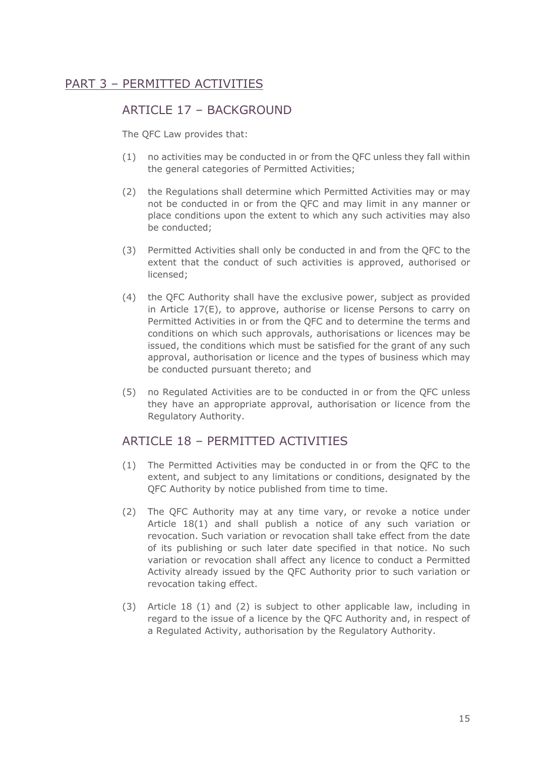## PART 3 – PERMITTED ACTIVITIES

### ARTICLE 17 – BACKGROUND

The QFC Law provides that:

(1) no activities may be conducted in or from the QFC unless they fall within the general categories of Permitted Activities;

(2) the Regulations shall determine which Permitted Activities may or may not be conducted in or from the QFC and may limit in any manner or place conditions upon the extent to which any such activities may also be conducted;

(3) Permitted Activities shall only be conducted in and from the QFC to the extent that the conduct of such activities is approved, authorised or licensed;

(4) the QFC Authority shall have the exclusive power, subject as provided in Article 17(E), to approve, authorise or license Persons to carry on Permitted Activities in or from the QFC and to determine the terms and conditions on which such approvals, authorisations or licences may be issued, the conditions which must be satisfied for the grant of any such approval, authorisation or licence and the types of business which may be conducted pursuant thereto; and

(5) no Regulated Activities are to be conducted in or from the QFC unless they have an appropriate approval, authorisation or licence from the Regulatory Authority.

### ARTICLE 18 – PERMITTED ACTIVITIES

(1) The Permitted Activities may be conducted in or from the QFC to the extent, and subject to any limitations or conditions, designated by the QFC Authority by notice published from time to time.

(2) The QFC Authority may at any time vary, or revoke a notice under Article 18(1) and shall publish a notice of any such variation or revocation. Such variation or revocation shall take effect from the date of its publishing or such later date specified in that notice. No such variation or revocation shall affect any licence to conduct a Permitted Activity already issued by the QFC Authority prior to such variation or revocation taking effect.

(3) Article 18 (1) and (2) is subject to other applicable law, including in regard to the issue of a licence by the QFC Authority and, in respect of a Regulated Activity, authorisation by the Regulatory Authority.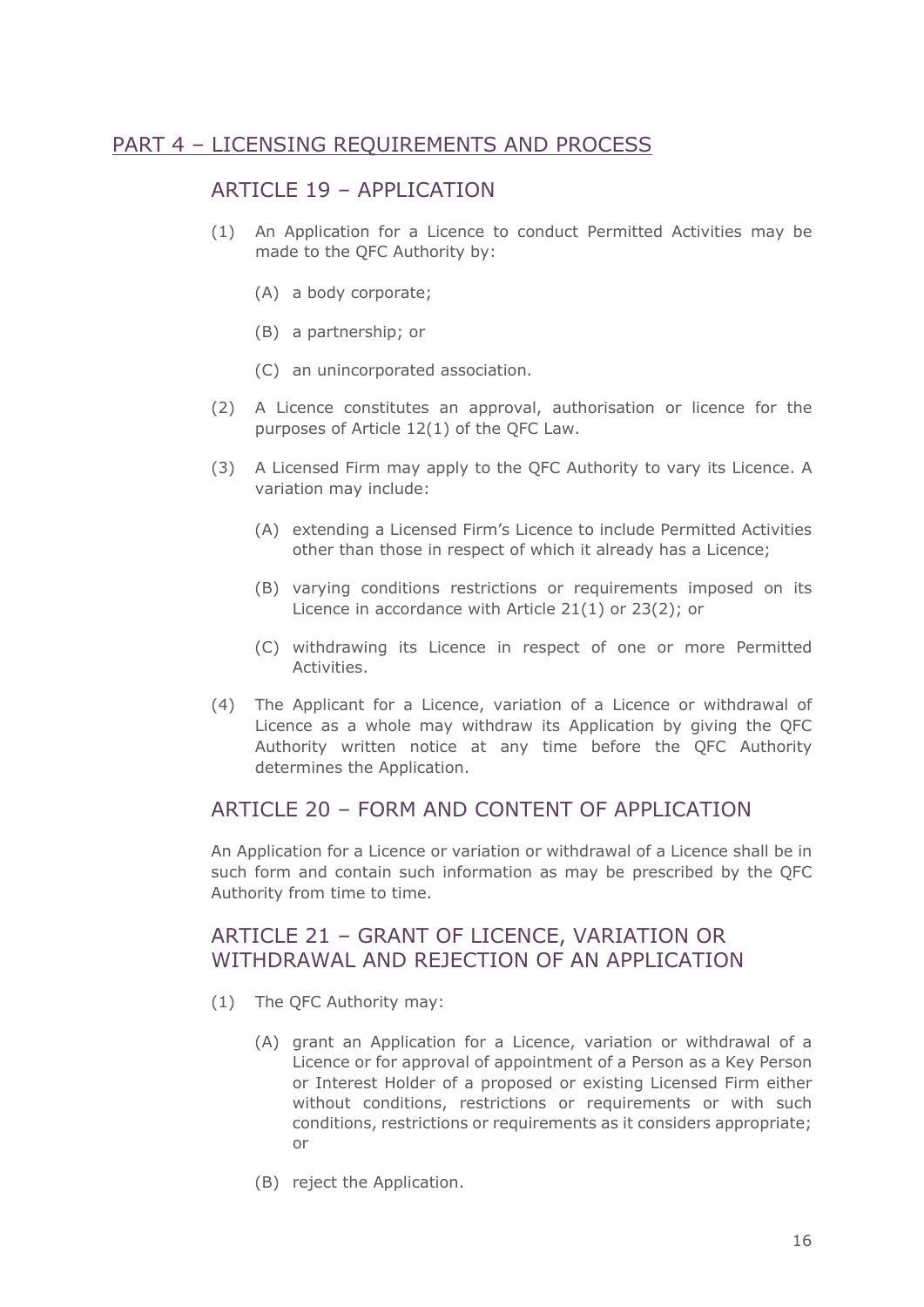# PART 4 – LICENSING REQUIREMENTS AND PROCESS

## ARTICLE 19 – APPLICATION

(1) An Application for a Licence to conduct Permitted Activities may be made to the QFC Authority by:

(A) a body corporate;

(B) a partnership; or

(C) an unincorporated association.

(2) A Licence constitutes an approval, authorisation or licence for the purposes of Article 12(1) of the QFC Law.

(3) A Licensed Firm may apply to the QFC Authority to vary its Licence. A variation may include:

(A) extending a Licensed Firm's Licence to include Permitted Activities other than those in respect of which it already has a Licence;

(B) varying conditions restrictions or requirements imposed on its Licence in accordance with Article 21(1) or 23(2); or

(C) withdrawing its Licence in respect of one or more Permitted Activities.

(4) The Applicant for a Licence, variation of a Licence or withdrawal of Licence as a whole may withdraw its Application by giving the QFC Authority written notice at any time before the QFC Authority determines the Application.

## ARTICLE 20 – FORM AND CONTENT OF APPLICATION

An Application for a Licence or variation or withdrawal of a Licence shall be in such form and contain such information as may be prescribed by the QFC Authority from time to time.

## ARTICLE 21 – GRANT OF LICENCE, VARIATION OR WITHDRAWAL AND REJECTION OF AN APPLICATION

(1) The QFC Authority may:

(A) grant an Application for a Licence, variation or withdrawal of a Licence or for approval of appointment of a Person as a Key Person or Interest Holder of a proposed or existing Licensed Firm either without conditions, restrictions or requirements or with such conditions, restrictions or requirements as it considers appropriate; or

(B) reject the Application.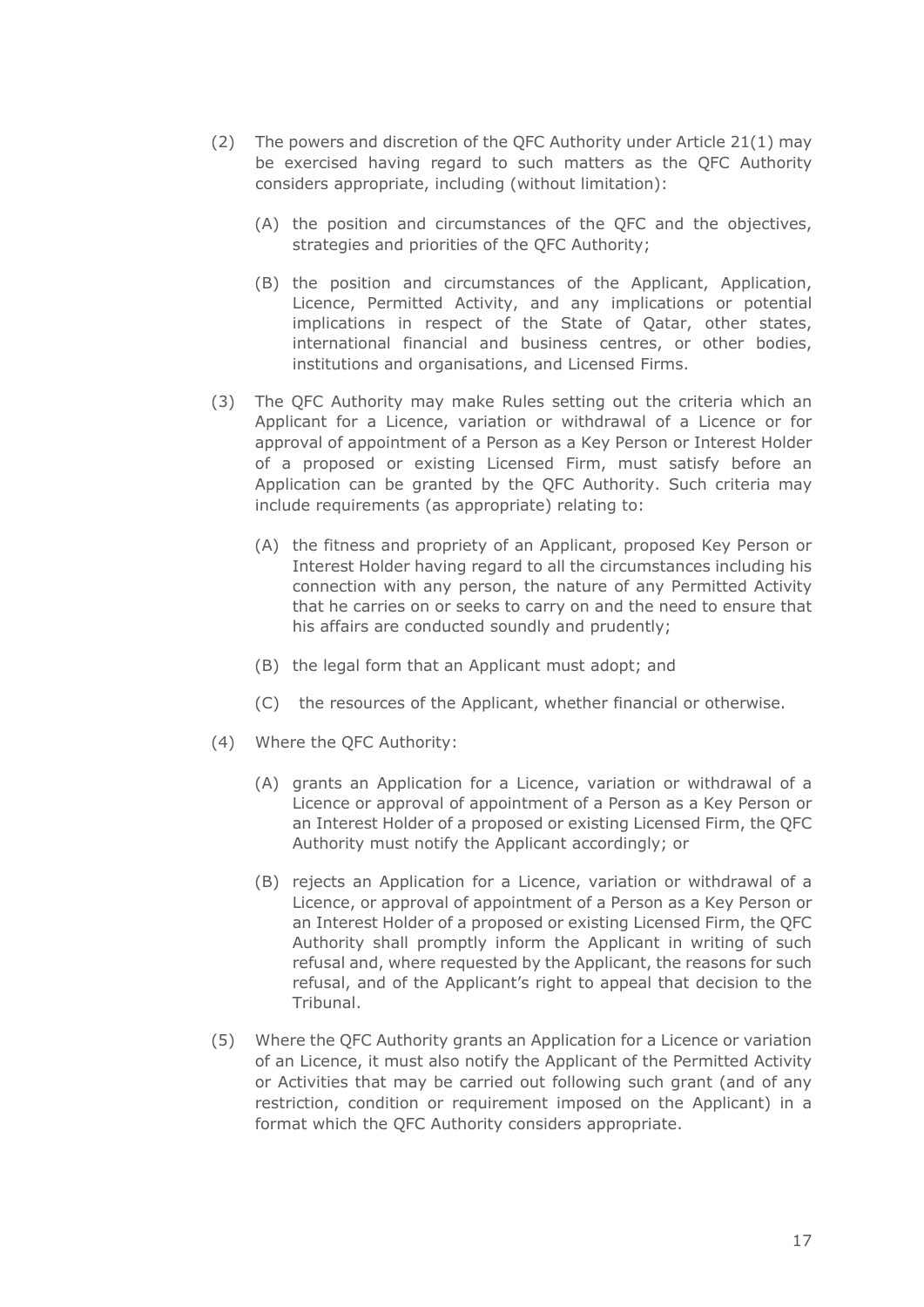(2) The powers and discretion of the QFC Authority under Article 21(1) may be exercised having regard to such matters as the QFC Authority considers appropriate, including (without limitation):

   (A) the position and circumstances of the QFC and the objectives, strategies and priorities of the QFC Authority;

   (B) the position and circumstances of the Applicant, Application, Licence, Permitted Activity, and any implications or potential implications in respect of the State of Qatar, other states, international financial and business centres, or other bodies, institutions and organisations, and Licensed Firms.

(3) The QFC Authority may make Rules setting out the criteria which an Applicant for a Licence, variation or withdrawal of a Licence or for approval of appointment of a Person as a Key Person or Interest Holder of a proposed or existing Licensed Firm, must satisfy before an Application can be granted by the QFC Authority. Such criteria may include requirements (as appropriate) relating to:

   (A) the fitness and propriety of an Applicant, proposed Key Person or Interest Holder having regard to all the circumstances including his connection with any person, the nature of any Permitted Activity that he carries on or seeks to carry on and the need to ensure that his affairs are conducted soundly and prudently;

   (B) the legal form that an Applicant must adopt; and

   (C) the resources of the Applicant, whether financial or otherwise.

(4) Where the QFC Authority:

   (A) grants an Application for a Licence, variation or withdrawal of a Licence or approval of appointment of a Person as a Key Person or an Interest Holder of a proposed or existing Licensed Firm, the QFC Authority must notify the Applicant accordingly; or

   (B) rejects an Application for a Licence, variation or withdrawal of a Licence, or approval of appointment of a Person as a Key Person or an Interest Holder of a proposed or existing Licensed Firm, the QFC Authority shall promptly inform the Applicant in writing of such refusal and, where requested by the Applicant, the reasons for such refusal, and of the Applicant's right to appeal that decision to the Tribunal.

(5) Where the QFC Authority grants an Application for a Licence or variation of an Licence, it must also notify the Applicant of the Permitted Activity or Activities that may be carried out following such grant (and of any restriction, condition or requirement imposed on the Applicant) in a format which the QFC Authority considers appropriate.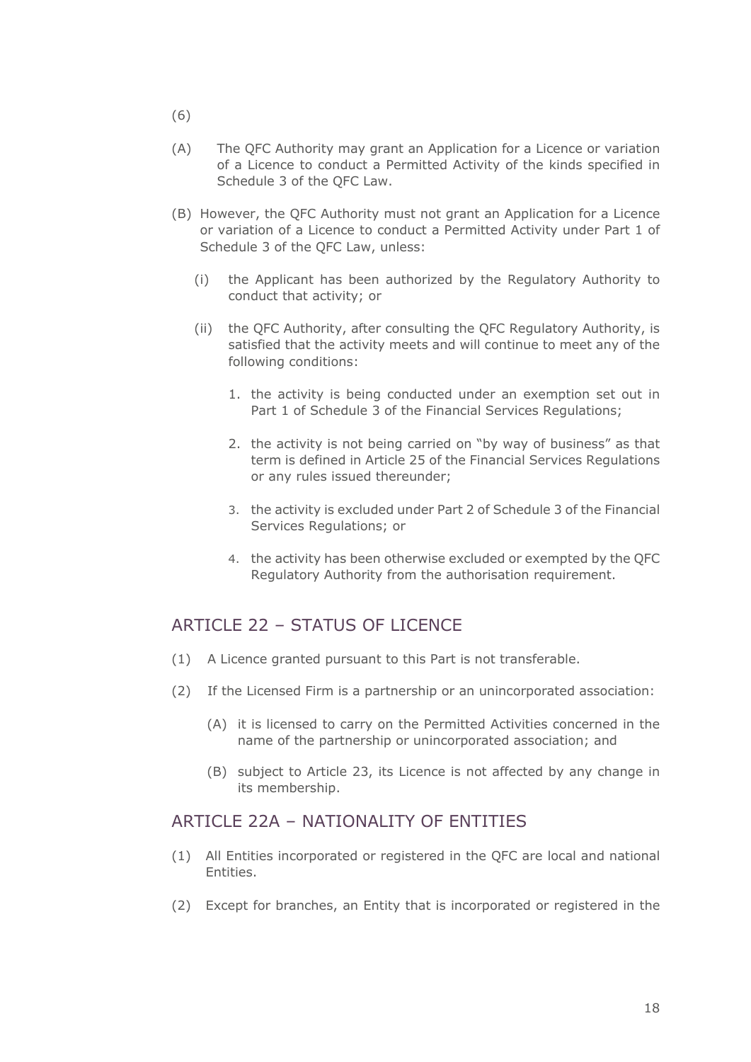(6)

(A) The QFC Authority may grant an Application for a Licence or variation of a Licence to conduct a Permitted Activity of the kinds specified in Schedule 3 of the QFC Law.

(B) However, the QFC Authority must not grant an Application for a Licence or variation of a Licence to conduct a Permitted Activity under Part 1 of Schedule 3 of the QFC Law, unless:

  (i) the Applicant has been authorized by the Regulatory Authority to conduct that activity; or

  (ii) the QFC Authority, after consulting the QFC Regulatory Authority, is satisfied that the activity meets and will continue to meet any of the following conditions:

    1. the activity is being conducted under an exemption set out in Part 1 of Schedule 3 of the Financial Services Regulations;

    2. the activity is not being carried on "by way of business" as that term is defined in Article 25 of the Financial Services Regulations or any rules issued thereunder;

    3. the activity is excluded under Part 2 of Schedule 3 of the Financial Services Regulations; or

    4. the activity has been otherwise excluded or exempted by the QFC Regulatory Authority from the authorisation requirement.

## ARTICLE 22 – STATUS OF LICENCE

(1) A Licence granted pursuant to this Part is not transferable.

(2) If the Licensed Firm is a partnership or an unincorporated association:

  (A) it is licensed to carry on the Permitted Activities concerned in the name of the partnership or unincorporated association; and

  (B) subject to Article 23, its Licence is not affected by any change in its membership.

## ARTICLE 22A – NATIONALITY OF ENTITIES

(1) All Entities incorporated or registered in the QFC are local and national Entities.

(2) Except for branches, an Entity that is incorporated or registered in the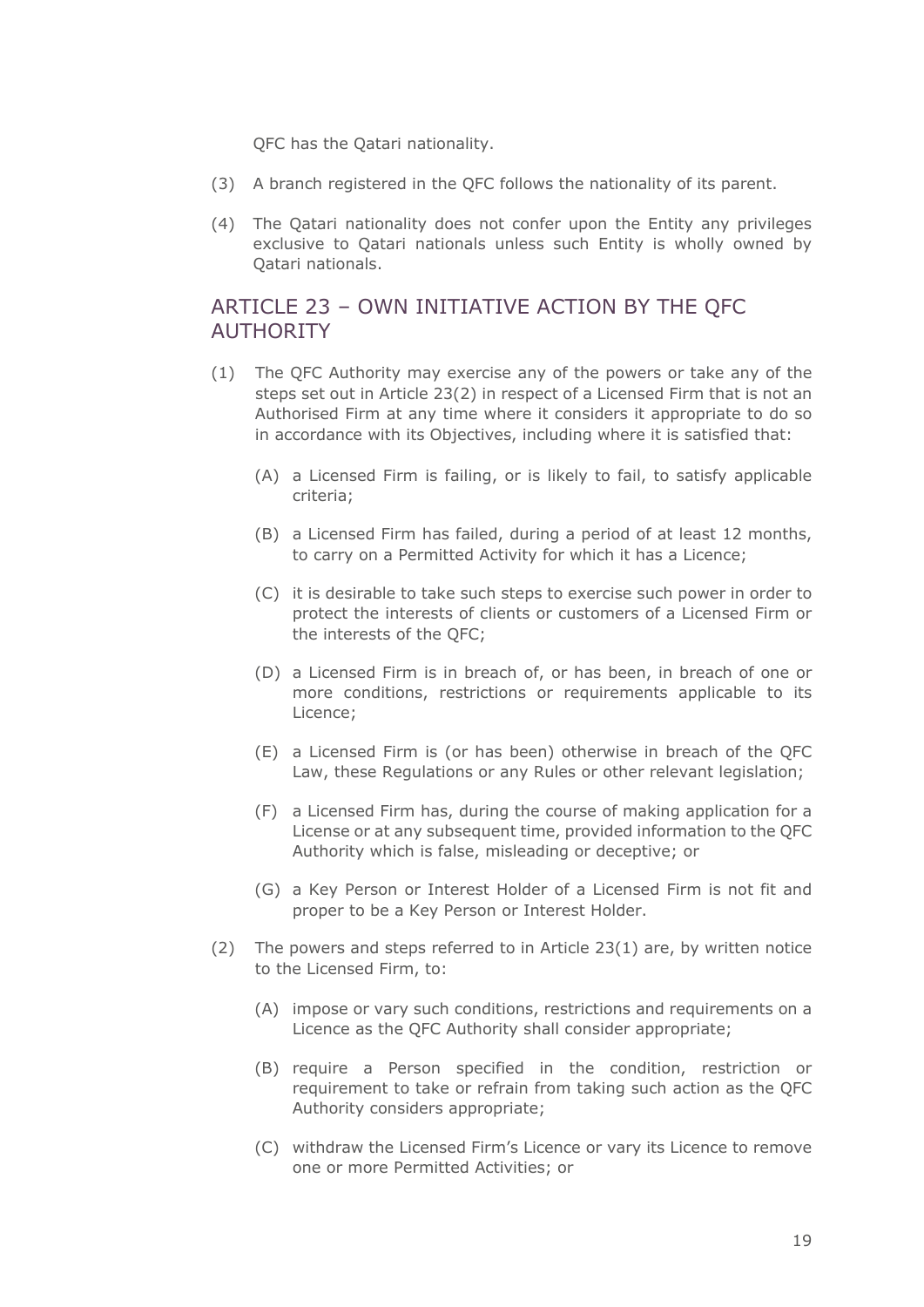QFC has the Qatari nationality.

(3) A branch registered in the QFC follows the nationality of its parent.

(4) The Qatari nationality does not confer upon the Entity any privileges exclusive to Qatari nationals unless such Entity is wholly owned by Qatari nationals.

## ARTICLE 23 – OWN INITIATIVE ACTION BY THE QFC AUTHORITY

(1) The QFC Authority may exercise any of the powers or take any of the steps set out in Article 23(2) in respect of a Licensed Firm that is not an Authorised Firm at any time where it considers it appropriate to do so in accordance with its Objectives, including where it is satisfied that:

(A) a Licensed Firm is failing, or is likely to fail, to satisfy applicable criteria;

(B) a Licensed Firm has failed, during a period of at least 12 months, to carry on a Permitted Activity for which it has a Licence;

(C) it is desirable to take such steps to exercise such power in order to protect the interests of clients or customers of a Licensed Firm or the interests of the QFC;

(D) a Licensed Firm is in breach of, or has been, in breach of one or more conditions, restrictions or requirements applicable to its Licence;

(E) a Licensed Firm is (or has been) otherwise in breach of the QFC Law, these Regulations or any Rules or other relevant legislation;

(F) a Licensed Firm has, during the course of making application for a License or at any subsequent time, provided information to the QFC Authority which is false, misleading or deceptive; or

(G) a Key Person or Interest Holder of a Licensed Firm is not fit and proper to be a Key Person or Interest Holder.

(2) The powers and steps referred to in Article 23(1) are, by written notice to the Licensed Firm, to:

(A) impose or vary such conditions, restrictions and requirements on a Licence as the QFC Authority shall consider appropriate;

(B) require a Person specified in the condition, restriction or requirement to take or refrain from taking such action as the QFC Authority considers appropriate;

(C) withdraw the Licensed Firm's Licence or vary its Licence to remove one or more Permitted Activities; or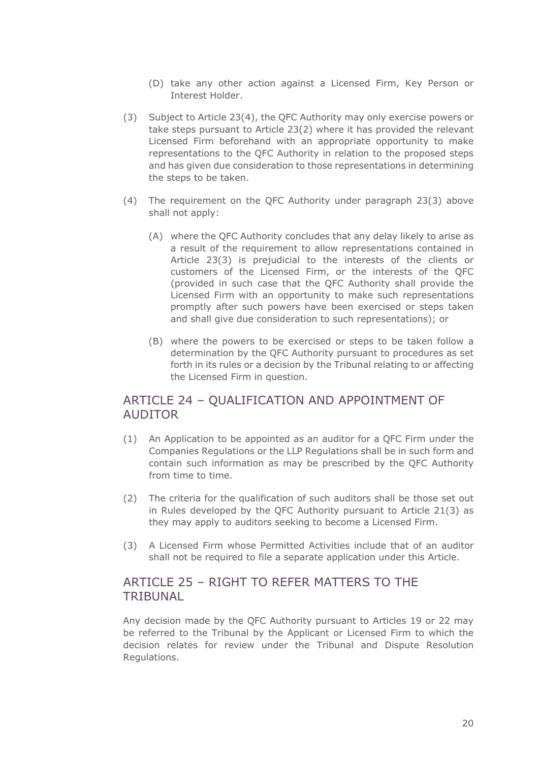(D) take any other action against a Licensed Firm, Key Person or Interest Holder.

(3) Subject to Article 23(4), the QFC Authority may only exercise powers or take steps pursuant to Article 23(2) where it has provided the relevant Licensed Firm beforehand with an appropriate opportunity to make representations to the QFC Authority in relation to the proposed steps and has given due consideration to those representations in determining the steps to be taken.

(4) The requirement on the QFC Authority under paragraph 23(3) above shall not apply:

(A) where the QFC Authority concludes that any delay likely to arise as a result of the requirement to allow representations contained in Article 23(3) is prejudicial to the interests of the clients or customers of the Licensed Firm, or the interests of the QFC (provided in such case that the QFC Authority shall provide the Licensed Firm with an opportunity to make such representations promptly after such powers have been exercised or steps taken and shall give due consideration to such representations); or

(B) where the powers to be exercised or steps to be taken follow a determination by the QFC Authority pursuant to procedures as set forth in its rules or a decision by the Tribunal relating to or affecting the Licensed Firm in question.

## ARTICLE 24 – QUALIFICATION AND APPOINTMENT OF AUDITOR

(1) An Application to be appointed as an auditor for a QFC Firm under the Companies Regulations or the LLP Regulations shall be in such form and contain such information as may be prescribed by the QFC Authority from time to time.

(2) The criteria for the qualification of such auditors shall be those set out in Rules developed by the QFC Authority pursuant to Article 21(3) as they may apply to auditors seeking to become a Licensed Firm.

(3) A Licensed Firm whose Permitted Activities include that of an auditor shall not be required to file a separate application under this Article.

## ARTICLE 25 – RIGHT TO REFER MATTERS TO THE TRIBUNAL

Any decision made by the QFC Authority pursuant to Articles 19 or 22 may be referred to the Tribunal by the Applicant or Licensed Firm to which the decision relates for review under the Tribunal and Dispute Resolution Regulations.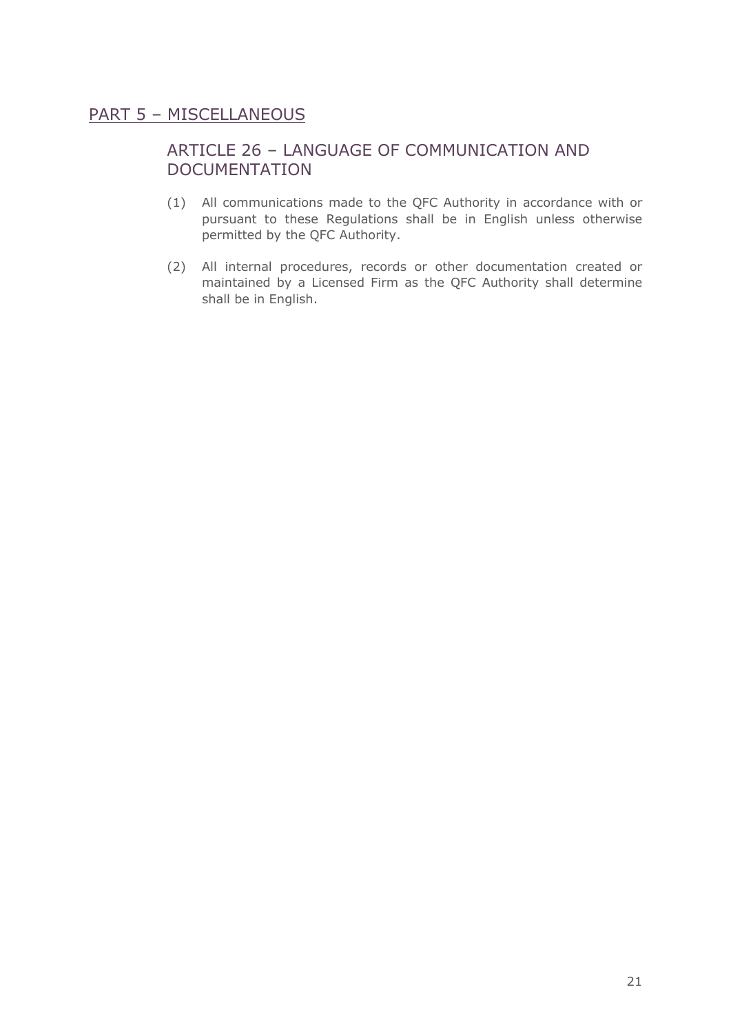# PART 5 – MISCELLANEOUS

## ARTICLE 26 – LANGUAGE OF COMMUNICATION AND DOCUMENTATION

(1) All communications made to the QFC Authority in accordance with or pursuant to these Regulations shall be in English unless otherwise permitted by the QFC Authority.

(2) All internal procedures, records or other documentation created or maintained by a Licensed Firm as the QFC Authority shall determine shall be in English.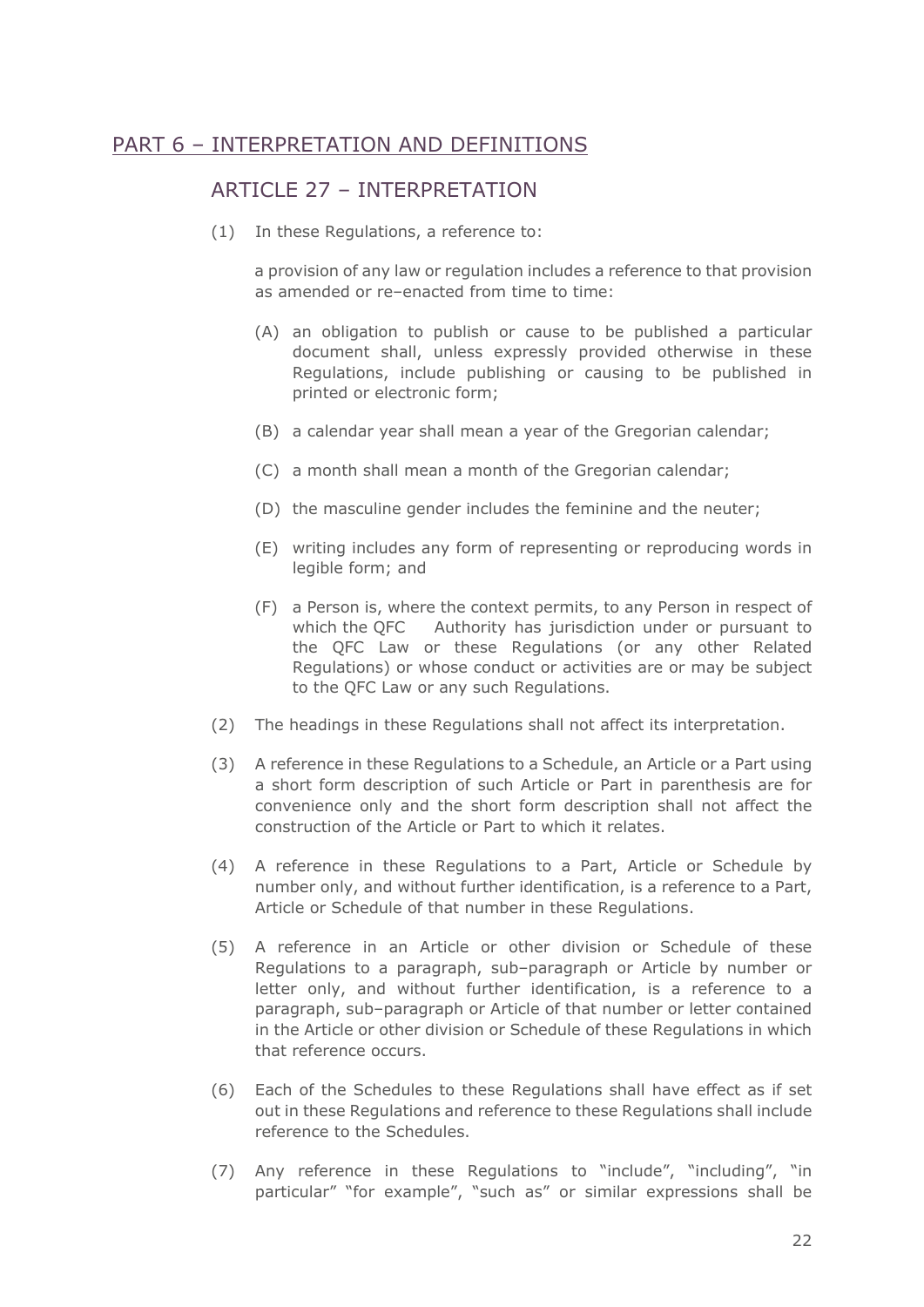## PART 6 – INTERPRETATION AND DEFINITIONS

### ARTICLE 27 – INTERPRETATION

(1) In these Regulations, a reference to:

a provision of any law or regulation includes a reference to that provision as amended or re–enacted from time to time:

(A) an obligation to publish or cause to be published a particular document shall, unless expressly provided otherwise in these Regulations, include publishing or causing to be published in printed or electronic form;

(B) a calendar year shall mean a year of the Gregorian calendar;

(C) a month shall mean a month of the Gregorian calendar;

(D) the masculine gender includes the feminine and the neuter;

(E) writing includes any form of representing or reproducing words in legible form; and

(F) a Person is, where the context permits, to any Person in respect of which the QFC Authority has jurisdiction under or pursuant to the QFC Law or these Regulations (or any other Related Regulations) or whose conduct or activities are or may be subject to the QFC Law or any such Regulations.

(2) The headings in these Regulations shall not affect its interpretation.

(3) A reference in these Regulations to a Schedule, an Article or a Part using a short form description of such Article or Part in parenthesis are for convenience only and the short form description shall not affect the construction of the Article or Part to which it relates.

(4) A reference in these Regulations to a Part, Article or Schedule by number only, and without further identification, is a reference to a Part, Article or Schedule of that number in these Regulations.

(5) A reference in an Article or other division or Schedule of these Regulations to a paragraph, sub–paragraph or Article by number or letter only, and without further identification, is a reference to a paragraph, sub–paragraph or Article of that number or letter contained in the Article or other division or Schedule of these Regulations in which that reference occurs.

(6) Each of the Schedules to these Regulations shall have effect as if set out in these Regulations and reference to these Regulations shall include reference to the Schedules.

(7) Any reference in these Regulations to "include", "including", "in particular" "for example", "such as" or similar expressions shall be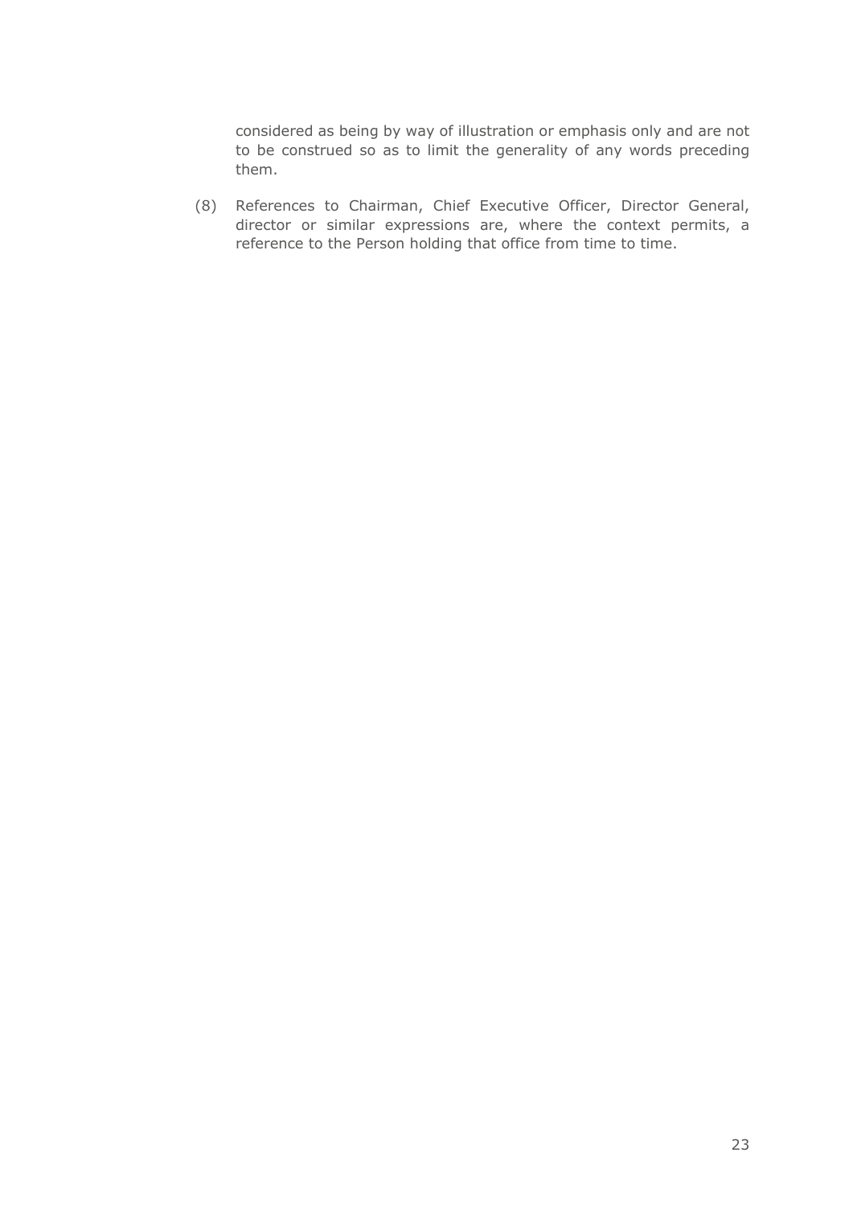considered as being by way of illustration or emphasis only and are not to be construed so as to limit the generality of any words preceding them.

(8) References to Chairman, Chief Executive Officer, Director General, director or similar expressions are, where the context permits, a reference to the Person holding that office from time to time.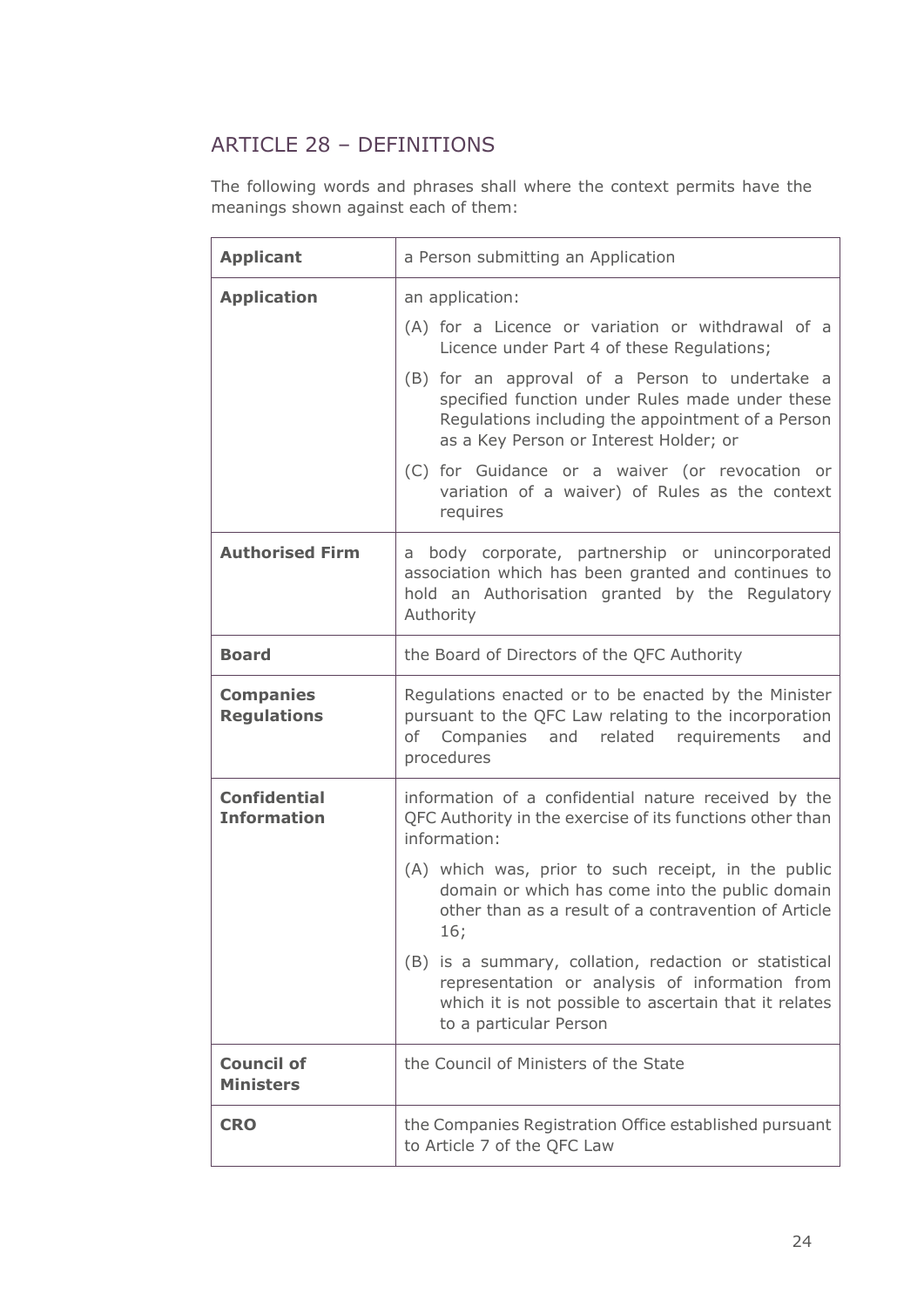## ARTICLE 28 – DEFINITIONS

The following words and phrases shall where the context permits have the meanings shown against each of them:

| | |
|---|---|
| **Applicant** | a Person submitting an Application |
| **Application** | an application:<br>(A) for a Licence or variation or withdrawal of a Licence under Part 4 of these Regulations;<br>(B) for an approval of a Person to undertake a specified function under Rules made under these Regulations including the appointment of a Person as a Key Person or Interest Holder; or<br>(C) for Guidance or a waiver (or revocation or variation of a waiver) of Rules as the context requires |
| **Authorised Firm** | a body corporate, partnership or unincorporated association which has been granted and continues to hold an Authorisation granted by the Regulatory Authority |
| **Board** | the Board of Directors of the QFC Authority |
| **Companies Regulations** | Regulations enacted or to be enacted by the Minister pursuant to the QFC Law relating to the incorporation of Companies and related requirements and procedures |
| **Confidential Information** | information of a confidential nature received by the QFC Authority in the exercise of its functions other than information:<br>(A) which was, prior to such receipt, in the public domain or which has come into the public domain other than as a result of a contravention of Article 16;<br>(B) is a summary, collation, redaction or statistical representation or analysis of information from which it is not possible to ascertain that it relates to a particular Person |
| **Council of Ministers** | the Council of Ministers of the State |
| **CRO** | the Companies Registration Office established pursuant to Article 7 of the QFC Law |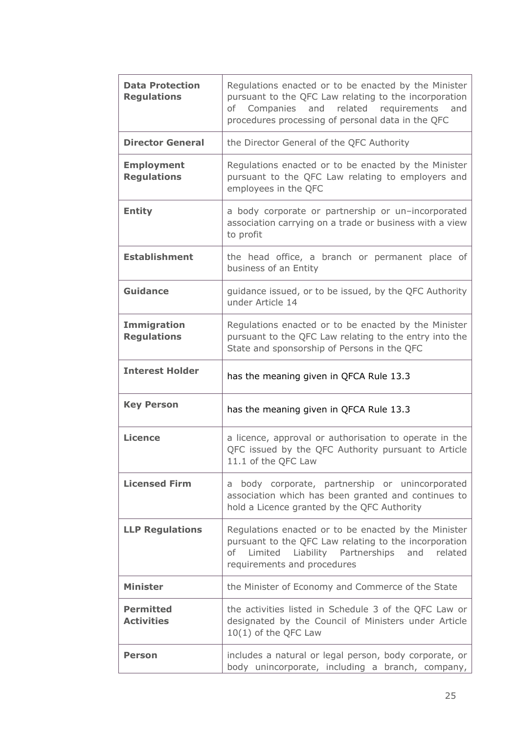| | |
|---|---|
| **Data Protection Regulations** | Regulations enacted or to be enacted by the Minister pursuant to the QFC Law relating to the incorporation of Companies and related requirements and procedures processing of personal data in the QFC |
| **Director General** | the Director General of the QFC Authority |
| **Employment Regulations** | Regulations enacted or to be enacted by the Minister pursuant to the QFC Law relating to employers and employees in the QFC |
| **Entity** | a body corporate or partnership or un–incorporated association carrying on a trade or business with a view to profit |
| **Establishment** | the head office, a branch or permanent place of business of an Entity |
| **Guidance** | guidance issued, or to be issued, by the QFC Authority under Article 14 |
| **Immigration Regulations** | Regulations enacted or to be enacted by the Minister pursuant to the QFC Law relating to the entry into the State and sponsorship of Persons in the QFC |
| **Interest Holder** | has the meaning given in QFCA Rule 13.3 |
| **Key Person** | has the meaning given in QFCA Rule 13.3 |
| **Licence** | a licence, approval or authorisation to operate in the QFC issued by the QFC Authority pursuant to Article 11.1 of the QFC Law |
| **Licensed Firm** | a body corporate, partnership or unincorporated association which has been granted and continues to hold a Licence granted by the QFC Authority |
| **LLP Regulations** | Regulations enacted or to be enacted by the Minister pursuant to the QFC Law relating to the incorporation of Limited Liability Partnerships and related requirements and procedures |
| **Minister** | the Minister of Economy and Commerce of the State |
| **Permitted Activities** | the activities listed in Schedule 3 of the QFC Law or designated by the Council of Ministers under Article 10(1) of the QFC Law |
| **Person** | includes a natural or legal person, body corporate, or body unincorporate, including a branch, company, |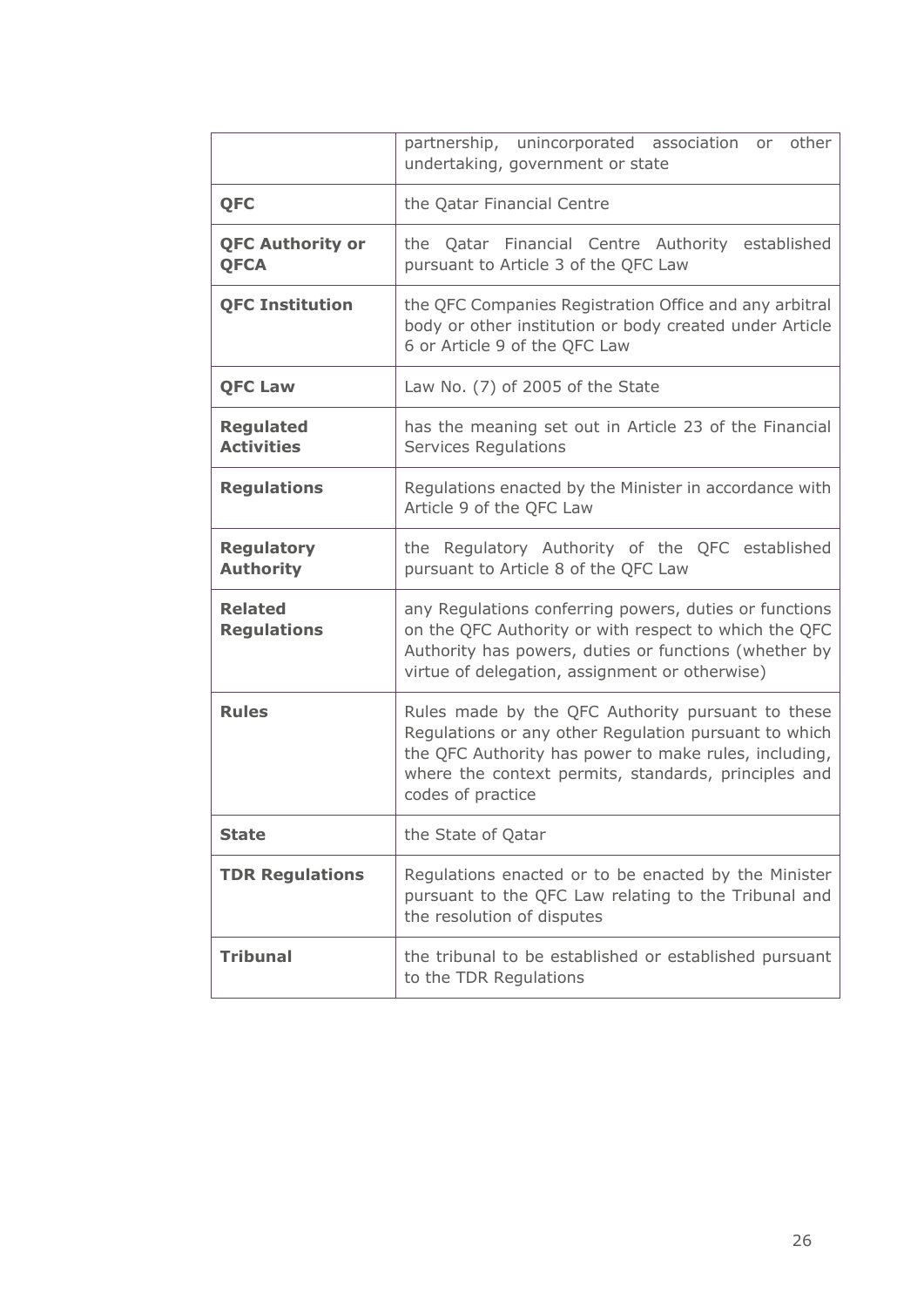| | |
|---|---|
| | partnership, unincorporated association or other undertaking, government or state |
| **QFC** | the Qatar Financial Centre |
| **QFC Authority or QFCA** | the Qatar Financial Centre Authority established pursuant to Article 3 of the QFC Law |
| **QFC Institution** | the QFC Companies Registration Office and any arbitral body or other institution or body created under Article 6 or Article 9 of the QFC Law |
| **QFC Law** | Law No. (7) of 2005 of the State |
| **Regulated Activities** | has the meaning set out in Article 23 of the Financial Services Regulations |
| **Regulations** | Regulations enacted by the Minister in accordance with Article 9 of the QFC Law |
| **Regulatory Authority** | the Regulatory Authority of the QFC established pursuant to Article 8 of the QFC Law |
| **Related Regulations** | any Regulations conferring powers, duties or functions on the QFC Authority or with respect to which the QFC Authority has powers, duties or functions (whether by virtue of delegation, assignment or otherwise) |
| **Rules** | Rules made by the QFC Authority pursuant to these Regulations or any other Regulation pursuant to which the QFC Authority has power to make rules, including, where the context permits, standards, principles and codes of practice |
| **State** | the State of Qatar |
| **TDR Regulations** | Regulations enacted or to be enacted by the Minister pursuant to the QFC Law relating to the Tribunal and the resolution of disputes |
| **Tribunal** | the tribunal to be established or established pursuant to the TDR Regulations |